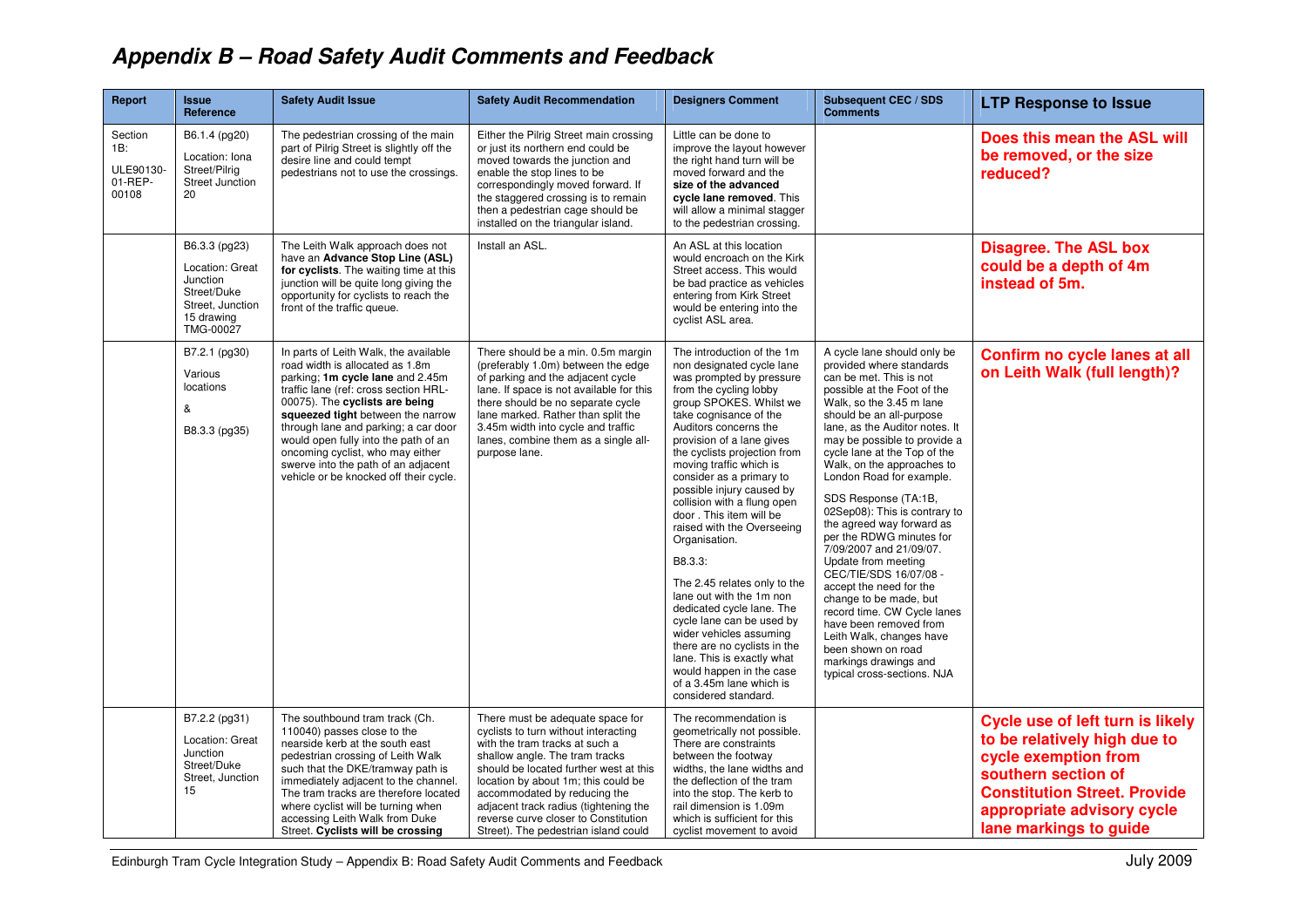# *Appendix B – Road Safety Audit Comments and Feedback*

| Report | Issue Reference | Safety Audit Issue | Safety Audit Recommendation | Designers Comment | Subsequent CEC / SDS Comments | LTP Response to Issue |
|---|---|---|---|---|---|---|
| Section 1B: ULE90130-01-REP-00108 | B6.1.4 (pg20) Location: Iona Street/Pilrig Street Junction 20 | The pedestrian crossing of the main part of Pilrig Street is slightly off the desire line and could tempt pedestrians not to use the crossings. | Either the Pilrig Street main crossing or just its northern end could be moved towards the junction and enable the stop lines to be correspondingly moved forward. If the staggered crossing is to remain then a pedestrian cage should be installed on the triangular island. | Little can be done to improve the layout however the right hand turn will be moved forward and the **size of the advanced cycle lane removed**. This will allow a minimal stagger to the pedestrian crossing. | | **Does this mean the ASL will be removed, or the size reduced?** |
| | B6.3.3 (pg23) Location: Great Junction Street/Duke Street, Junction 15 drawing TMG-00027 | The Leith Walk approach does not have an **Advance Stop Line (ASL) for cyclists**. The waiting time at this junction will be quite long giving the opportunity for cyclists to reach the front of the traffic queue. | Install an ASL. | An ASL at this location would encroach on the Kirk Street access. This would be bad practice as vehicles entering from Kirk Street would be entering into the cyclist ASL area. | | **Disagree. The ASL box could be a depth of 4m instead of 5m.** |
| | B7.2.1 (pg30) Various locations & B8.3.3 (pg35) | In parts of Leith Walk, the available road width is allocated as 1.8m parking; **1m cycle lane** and 2.45m traffic lane (ref: cross section HRL-00075). The **cyclists are being squeezed tight** between the narrow through lane and parking; a car door would open fully into the path of an oncoming cyclist, who may either swerve into the path of an adjacent vehicle or be knocked off their cycle. | There should be a min. 0.5m margin (preferably 1.0m) between the edge of parking and the adjacent cycle lane. If space is not available for this there should be no separate cycle lane marked. Rather than split the 3.45m width into cycle and traffic lanes, combine them as a single all-purpose lane. | The introduction of the 1m non designated cycle lane was prompted by pressure from the cycling lobby group SPOKES. Whilst we take cognisance of the Auditors concerns the provision of a lane gives the cyclists projection from moving traffic which is consider as a primary to possible injury caused by collision with a flung open door . This item will be raised with the Overseeing Organisation.<br><br>B8.3.3:<br><br>The 2.45 relates only to the lane out with the 1m non dedicated cycle lane. The cycle lane can be used by wider vehicles assuming there are no cyclists in the lane. This is exactly what would happen in the case of a 3.45m lane which is considered standard. | A cycle lane should only be provided where standards can be met. This is not possible at the Foot of the Walk, so the 3.45 m lane should be an all-purpose lane, as the Auditor notes. It may be possible to provide a cycle lane at the Top of the Walk, on the approaches to London Road for example.<br><br>SDS Response (TA:1B, 02Sep08): This is contrary to the agreed way forward as per the RDWG minutes for 7/09/2007 and 21/09/07. Update from meeting CEC/TIE/SDS 16/07/08 - accept the need for the change to be made, but record time. CW Cycle lanes have been removed from Leith Walk, changes have been shown on road markings drawings and typical cross-sections. NJA | **Confirm no cycle lanes at all on Leith Walk (full length)?** |
| | B7.2.2 (pg31) Location: Great Junction Street/Duke Street, Junction 15 | The southbound tram track (Ch. 110040) passes close to the nearside kerb at the south east pedestrian crossing of Leith Walk such that the DKE/tramway path is immediately adjacent to the channel. The tram tracks are therefore located where cyclist will be turning when accessing Leith Walk from Duke Street. **Cyclists will be crossing** | There must be adequate space for cyclists to turn without interacting with the tram tracks at such a shallow angle. The tram tracks should be located further west at this location by about 1m; this could be accommodated by reducing the adjacent track radius (tightening the reverse curve closer to Constitution Street). The pedestrian island could | The recommendation is geometrically not possible. There are constraints between the footway widths, the lane widths and the deflection of the tram into the stop. The kerb to rail dimension is 1.09m which is sufficient for this cyclist movement to avoid | | **Cycle use of left turn is likely to be relatively high due to cycle exemption from southern section of Constitution Street. Provide appropriate advisory cycle lane markings to guide** |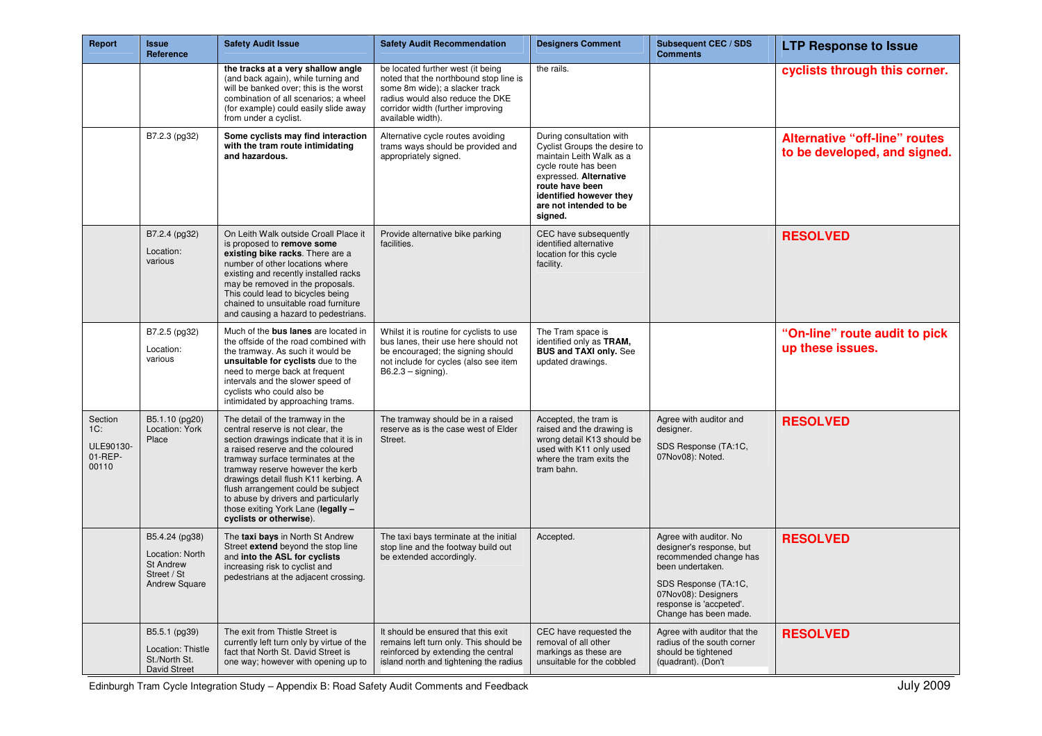| Report | Issue Reference | Safety Audit Issue | Safety Audit Recommendation | Designers Comment | Subsequent CEC / SDS Comments | LTP Response to Issue |
|---|---|---|---|---|---|---|
| | | **the tracks at a very shallow angle** (and back again), while turning and will be banked over; this is the worst combination of all scenarios; a wheel (for example) could easily slide away from under a cyclist. | be located further west (it being noted that the northbound stop line is some 8m wide); a slacker track radius would also reduce the DKE corridor width (further improving available width). | the rails. | | **cyclists through this corner.** |
| | B7.2.3 (pg32) | **Some cyclists may find interaction with the tram route intimidating and hazardous.** | Alternative cycle routes avoiding trams ways should be provided and appropriately signed. | During consultation with Cyclist Groups the desire to maintain Leith Walk as a cycle route has been expressed. **Alternative route have been identified however they are not intended to be signed.** | | **Alternative "off-line" routes to be developed, and signed.** |
| | B7.2.4 (pg32) Location: various | On Leith Walk outside Croall Place it is proposed to **remove some existing bike racks**. There are a number of other locations where existing and recently installed racks may be removed in the proposals. This could lead to bicycles being chained to unsuitable road furniture and causing a hazard to pedestrians. | Provide alternative bike parking facilities. | CEC have subsequently identified alternative location for this cycle facility. | | **RESOLVED** |
| | B7.2.5 (pg32) Location: various | Much of the **bus lanes** are located in the offside of the road combined with the tramway. As such it would be **unsuitable for cyclists** due to the need to merge back at frequent intervals and the slower speed of cyclists who could also be intimidated by approaching trams. | Whilst it is routine for cyclists to use bus lanes, their use here should not be encouraged; the signing should not include for cycles (also see item B6.2.3 – signing). | The Tram space is identified only as **TRAM, BUS and TAXI only.** See updated drawings. | | **"On-line" route audit to pick up these issues.** |
| Section 1C: ULE90130-01-REP-00110 | B5.1.10 (pg20) Location: York Place | The detail of the tramway in the central reserve is not clear, the section drawings indicate that it is in a raised reserve and the coloured tramway surface terminates at the tramway reserve however the kerb drawings detail flush K11 kerbing. A flush arrangement could be subject to abuse by drivers and particularly those exiting York Lane (**legally – cyclists or otherwise**). | The tramway should be in a raised reserve as is the case west of Elder Street. | Accepted, the tram is raised and the drawing is wrong detail K13 should be used with K11 only used where the tram exits the tram bahn. | Agree with auditor and designer. SDS Response (TA:1C, 07Nov08): Noted. | **RESOLVED** |
| | B5.4.24 (pg38) Location: North St Andrew Street / St Andrew Square | The **taxi bays** in North St Andrew Street **extend** beyond the stop line and **into the ASL for cyclists** increasing risk to cyclist and pedestrians at the adjacent crossing. | The taxi bays terminate at the initial stop line and the footway build out be extended accordingly. | Accepted. | Agree with auditor. No designer's response, but recommended change has been undertaken. SDS Response (TA:1C, 07Nov08): Designers response is 'accpeted'. Change has been made. | **RESOLVED** |
| | B5.5.1 (pg39) Location: Thistle St./North St. David Street | The exit from Thistle Street is currently left turn only by virtue of the fact that North St. David Street is one way; however with opening up to | It should be ensured that this exit remains left turn only. This should be reinforced by extending the central island north and tightening the radius | CEC have requested the removal of all other markings as these are unsuitable for the cobbled | Agree with auditor that the radius of the south corner should be tightened (quadrant). (Don't | **RESOLVED** |

Edinburgh Tram Cycle Integration Study – Appendix B: Road Safety Audit Comments and Feedback

July 2009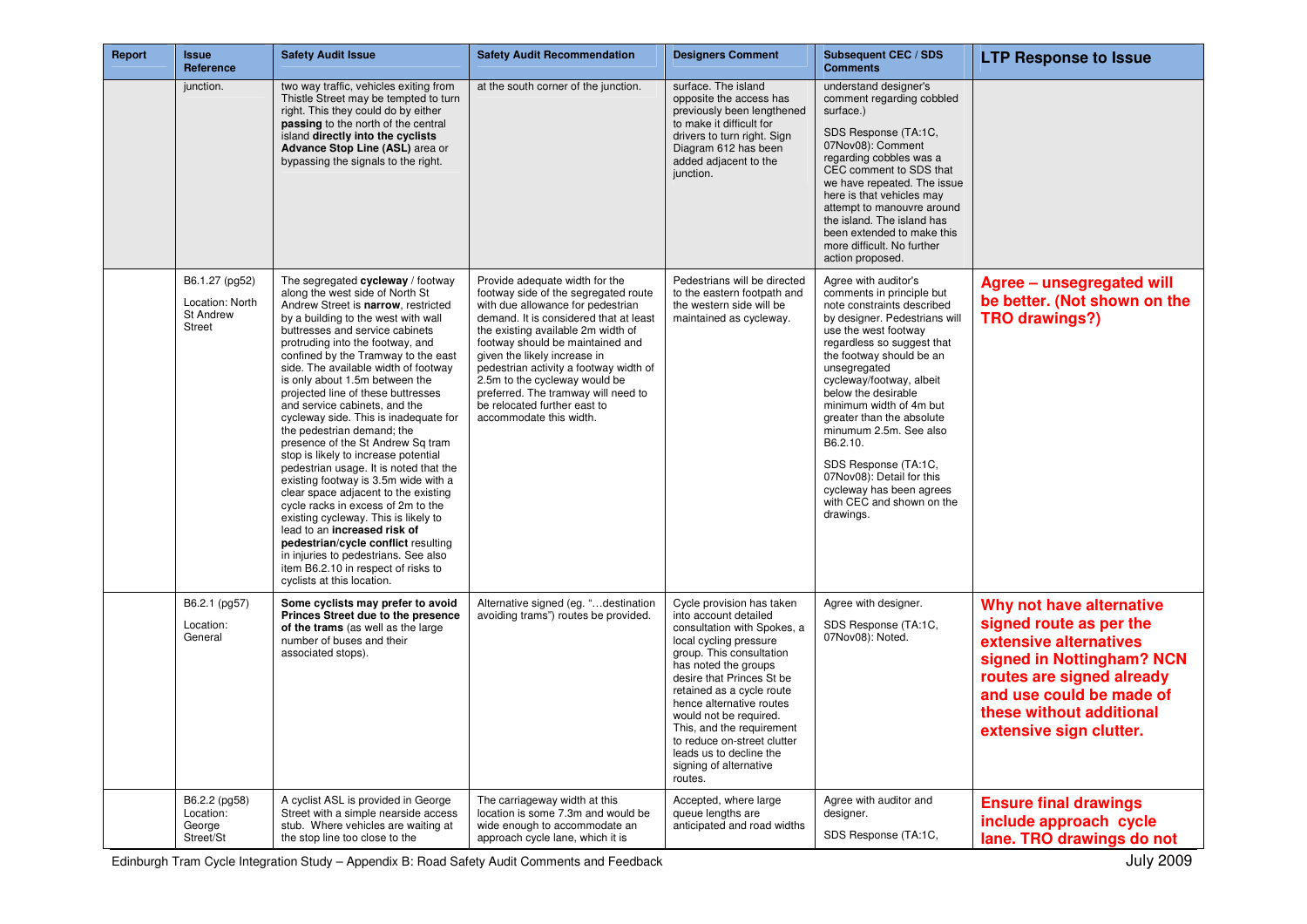| Report | Issue Reference | Safety Audit Issue | Safety Audit Recommendation | Designers Comment | Subsequent CEC / SDS Comments | LTP Response to Issue |
|---|---|---|---|---|---|---|
| | junction. | two way traffic, vehicles exiting from Thistle Street may be tempted to turn right. This they could do by either **passing** to the north of the central island **directly into the cyclists Advance Stop Line (ASL)** area or bypassing the signals to the right. | at the south corner of the junction. | surface. The island opposite the access has previously been lengthened to make it difficult for drivers to turn right. Sign Diagram 612 has been added adjacent to the junction. | understand designer's comment regarding cobbled surface.)<br><br>SDS Response (TA:1C, 07Nov08): Comment regarding cobbles was a CEC comment to SDS that we have repeated. The issue here is that vehicles may attempt to manouvre around the island. The island has been extended to make this more difficult. No further action proposed. | |
| | B6.1.27 (pg52)<br><br>Location: North St Andrew Street | The segregated **cycleway** / footway along the west side of North St Andrew Street is **narrow**, restricted by a building to the west with wall buttresses and service cabinets protruding into the footway, and confined by the Tramway to the east side. The available width of footway is only about 1.5m between the projected line of these buttresses and service cabinets, and the cycleway side. This is inadequate for the pedestrian demand; the presence of the St Andrew Sq tram stop is likely to increase potential pedestrian usage. It is noted that the existing footway is 3.5m wide with a clear space adjacent to the existing cycle racks in excess of 2m to the existing cycleway. This is likely to lead to an **increased risk of pedestrian/cycle conflict** resulting in injuries to pedestrians. See also item B6.2.10 in respect of risks to cyclists at this location. | Provide adequate width for the footway side of the segregated route with due allowance for pedestrian demand. It is considered that at least the existing available 2m width of footway should be maintained and given the likely increase in pedestrian activity a footway width of 2.5m to the cycleway would be preferred. The tramway will need to be relocated further east to accommodate this width. | Pedestrians will be directed to the eastern footpath and the western side will be maintained as cycleway. | Agree with auditor's comments in principle but note constraints described by designer. Pedestrians will use the west footway regardless so suggest that the footway should be an unsegregated cycleway/footway, albeit below the desirable minimum width of 4m but greater than the absolute minumum 2.5m. See also B6.2.10.<br><br>SDS Response (TA:1C, 07Nov08): Detail for this cycleway has been agrees with CEC and shown on the drawings. | **Agree – unsegregated will be better. (Not shown on the TRO drawings?)** |
| | B6.2.1 (pg57)<br><br>Location: General | **Some cyclists may prefer to avoid Princes Street due to the presence of the trams** (as well as the large number of buses and their associated stops). | Alternative signed (eg. "…destination avoiding trams") routes be provided. | Cycle provision has taken into account detailed consultation with Spokes, a local cycling pressure group. This consultation has noted the groups desire that Princes St be retained as a cycle route hence alternative routes would not be required. This, and the requirement to reduce on-street clutter leads us to decline the signing of alternative routes. | Agree with designer.<br><br>SDS Response (TA:1C, 07Nov08): Noted. | **Why not have alternative signed route as per the extensive alternatives signed in Nottingham? NCN routes are signed already and use could be made of these without additional extensive sign clutter.** |
| | B6.2.2 (pg58)<br>Location: George Street/St | A cyclist ASL is provided in George Street with a simple nearside access stub. Where vehicles are waiting at the stop line too close to the | The carriageway width at this location is some 7.3m and would be wide enough to accommodate an approach cycle lane, which it is | Accepted, where large queue lengths are anticipated and road widths | Agree with auditor and designer.<br><br>SDS Response (TA:1C, | **Ensure final drawings include approach cycle lane. TRO drawings do not** |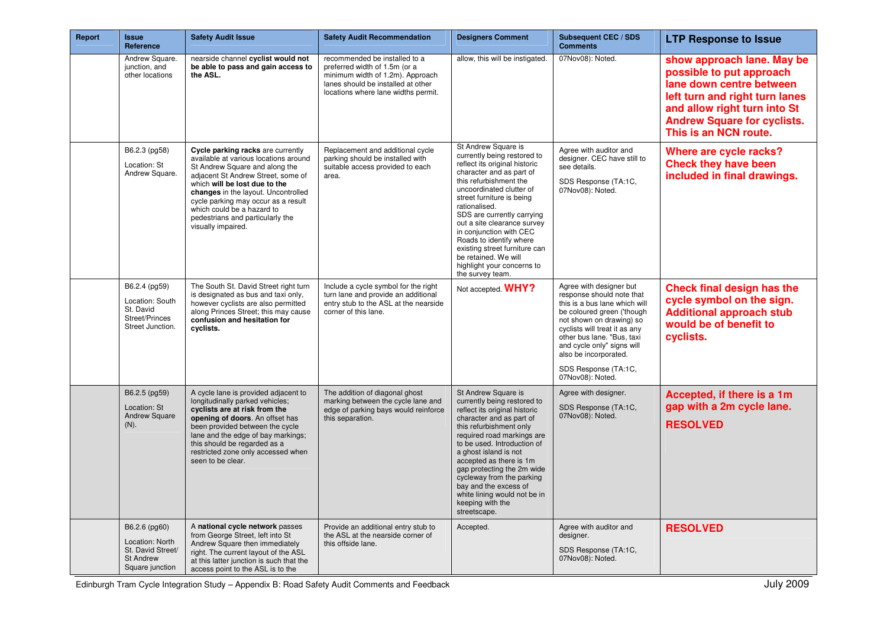| Report | Issue Reference | Safety Audit Issue | Safety Audit Recommendation | Designers Comment | Subsequent CEC / SDS Comments | LTP Response to Issue |
|---|---|---|---|---|---|---|
| | Andrew Square. junction, and other locations | nearside channel **cyclist would not be able to pass and gain access to the ASL.** | recommended be installed to a preferred width of 1.5m (or a minimum width of 1.2m). Approach lanes should be installed at other locations where lane widths permit. | allow, this will be instigated. | 07Nov08): Noted. | **show approach lane. May be possible to put approach lane down centre between left turn and right turn lanes and allow right turn into St Andrew Square for cyclists. This is an NCN route.** |
| | B6.2.3 (pg58)<br><br>Location: St Andrew Square. | **Cycle parking racks** are currently available at various locations around St Andrew Square and along the adjacent St Andrew Street, some of which **will be lost due to the changes** in the layout. Uncontrolled cycle parking may occur as a result which could be a hazard to pedestrians and particularly the visually impaired. | Replacement and additional cycle parking should be installed with suitable access provided to each area. | St Andrew Square is currently being restored to reflect its original historic character and as part of this refurbishment the uncoordinated clutter of street furniture is being rationalised.<br>SDS are currently carrying out a site clearance survey in conjunction with CEC Roads to identify where existing street furniture can be retained. We will highlight your concerns to the survey team. | Agree with auditor and designer. CEC have still to see details.<br><br>SDS Response (TA:1C, 07Nov08): Noted. | **Where are cycle racks? Check they have been included in final drawings.** |
| | B6.2.4 (pg59)<br><br>Location: South St. David Street/Princes Street Junction. | The South St. David Street right turn is designated as bus and taxi only, however cyclists are also permitted along Princes Street; this may cause **confusion and hesitation for cyclists.** | Include a cycle symbol for the right turn lane and provide an additional entry stub to the ASL at the nearside corner of this lane. | Not accepted. **WHY?** | Agree with designer but response should note that this is a bus lane which will be coloured green ('though not shown on drawing) so cyclists will treat it as any other bus lane. "Bus, taxi and cycle only" signs will also be incorporated.<br><br>SDS Response (TA:1C, 07Nov08): Noted. | **Check final design has the cycle symbol on the sign. Additional approach stub would be of benefit to cyclists.** |
| | B6.2.5 (pg59)<br><br>Location: St Andrew Square (N). | A cycle lane is provided adjacent to longitudinally parked vehicles; **cyclists are at risk from the opening of doors**. An offset has been provided between the cycle lane and the edge of bay markings; this should be regarded as a restricted zone only accessed when seen to be clear. | The addition of diagonal ghost marking between the cycle lane and edge of parking bays would reinforce this separation. | St Andrew Square is currently being restored to reflect its original historic character and as part of this refurbishment only required road markings are to be used. Introduction of a ghost island is not accepted as there is 1m gap protecting the 2m wide cycleway from the parking bay and the excess of white lining would not be in keeping with the streetscape. | Agree with designer.<br><br>SDS Response (TA:1C, 07Nov08): Noted. | **Accepted, if there is a 1m gap with a 2m cycle lane.**<br><br>**RESOLVED** |
| | B6.2.6 (pg60)<br><br>Location: North St. David Street/ St Andrew Square junction | A **national cycle network** passes from George Street, left into St Andrew Square then immediately right. The current layout of the ASL at this latter junction is such that the access point to the ASL is to the | Provide an additional entry stub to the ASL at the nearside corner of this offside lane. | Accepted. | Agree with auditor and designer.<br><br>SDS Response (TA:1C, 07Nov08): Noted. | **RESOLVED** |

Edinburgh Tram Cycle Integration Study – Appendix B: Road Safety Audit Comments and Feedback — July 2009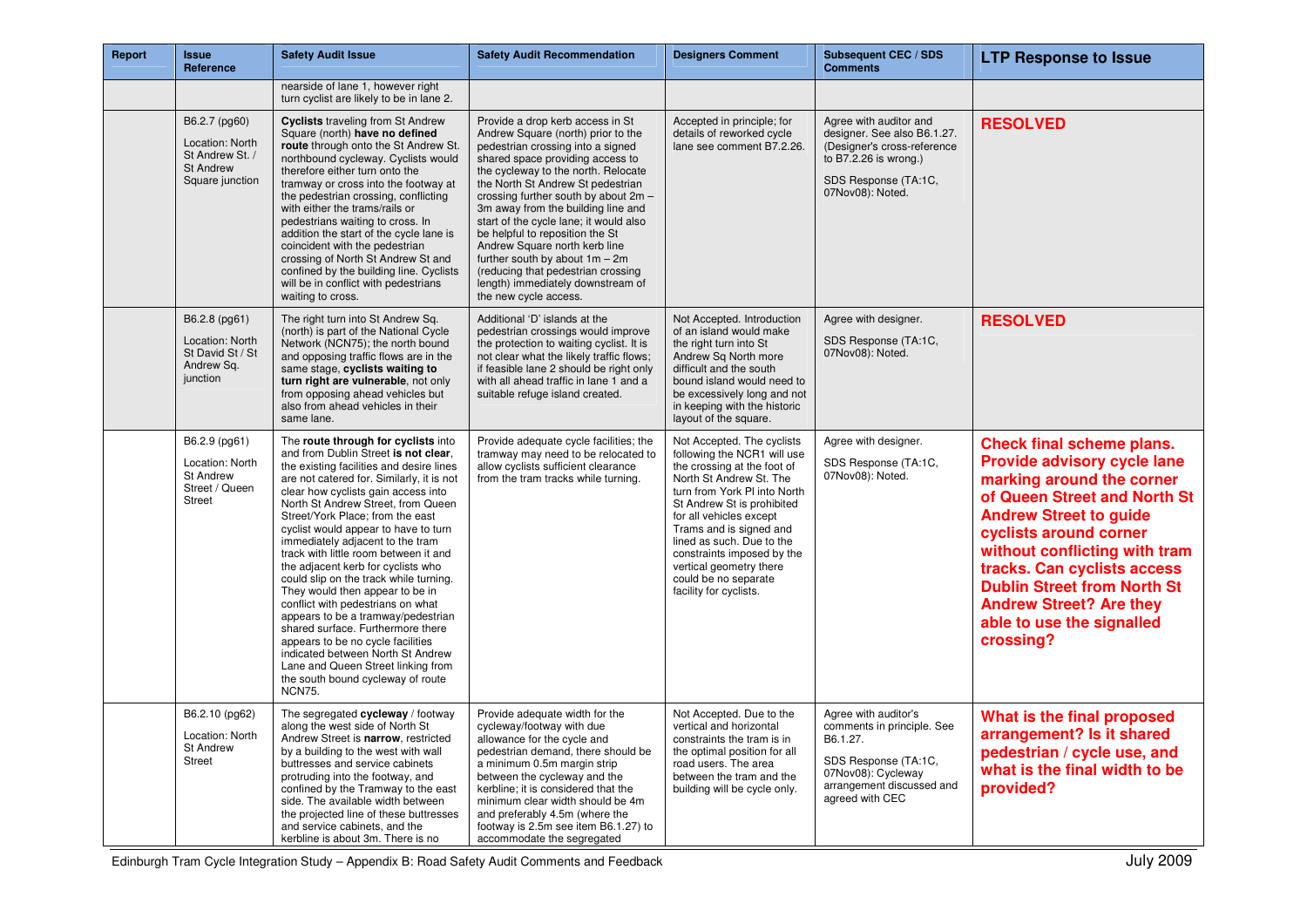| Report | Issue Reference | Safety Audit Issue | Safety Audit Recommendation | Designers Comment | Subsequent CEC / SDS Comments | LTP Response to Issue |
|---|---|---|---|---|---|---|
| | | nearside of lane 1, however right turn cyclist are likely to be in lane 2. | | | | |
| | B6.2.7 (pg60)<br><br>Location: North St Andrew St. / St Andrew Square junction | **Cyclists** traveling from St Andrew Square (north) **have no defined route** through onto the St Andrew St. northbound cycleway. Cyclists would therefore either turn onto the tramway or cross into the footway at the pedestrian crossing, conflicting with either the trams/rails or pedestrians waiting to cross. In addition the start of the cycle lane is coincident with the pedestrian crossing of North St Andrew St and confined by the building line. Cyclists will be in conflict with pedestrians waiting to cross. | Provide a drop kerb access in St Andrew Square (north) prior to the pedestrian crossing into a signed shared space providing access to the cycleway to the north. Relocate the North St Andrew St pedestrian crossing further south by about 2m – 3m away from the building line and start of the cycle lane; it would also be helpful to reposition the St Andrew Square north kerb line further south by about 1m – 2m (reducing that pedestrian crossing length) immediately downstream of the new cycle access. | Accepted in principle; for details of reworked cycle lane see comment B7.2.26. | Agree with auditor and designer. See also B6.1.27. (Designer's cross-reference to B7.2.26 is wrong.)<br><br>SDS Response (TA:1C, 07Nov08): Noted. | **RESOLVED** |
| | B6.2.8 (pg61)<br><br>Location: North St David St / St Andrew Sq. junction | The right turn into St Andrew Sq. (north) is part of the National Cycle Network (NCN75); the north bound and opposing traffic flows are in the same stage, **cyclists waiting to turn right are vulnerable**, not only from opposing ahead vehicles but also from ahead vehicles in their same lane. | Additional 'D' islands at the pedestrian crossings would improve the protection to waiting cyclist. It is not clear what the likely traffic flows; if feasible lane 2 should be right only with all ahead traffic in lane 1 and a suitable refuge island created. | Not Accepted. Introduction of an island would make the right turn into St Andrew Sq North more difficult and the south bound island would need to be excessively long and not in keeping with the historic layout of the square. | Agree with designer.<br><br>SDS Response (TA:1C, 07Nov08): Noted. | **RESOLVED** |
| | B6.2.9 (pg61)<br><br>Location: North St Andrew Street / Queen Street | The **route through for cyclists** into and from Dublin Street **is not clear**, the existing facilities and desire lines are not catered for. Similarly, it is not clear how cyclists gain access into North St Andrew Street, from Queen Street/York Place; from the east cyclist would appear to have to turn immediately adjacent to the tram track with little room between it and the adjacent kerb for cyclists who could slip on the track while turning. They would then appear to be in conflict with pedestrians on what appears to be a tramway/pedestrian shared surface. Furthermore there appears to be no cycle facilities indicated between North St Andrew Lane and Queen Street linking from the south bound cycleway of route NCN75. | Provide adequate cycle facilities; the tramway may need to be relocated to allow cyclists sufficient clearance from the tram tracks while turning. | Not Accepted. The cyclists following the NCR1 will use the crossing at the foot of North St Andrew St. The turn from York Pl into North St Andrew St is prohibited for all vehicles except Trams and is signed and lined as such. Due to the constraints imposed by the vertical geometry there could be no separate facility for cyclists. | Agree with designer.<br><br>SDS Response (TA:1C, 07Nov08): Noted. | **Check final scheme plans. Provide advisory cycle lane marking around the corner of Queen Street and North St Andrew Street to guide cyclists around corner without conflicting with tram tracks. Can cyclists access Dublin Street from North St Andrew Street? Are they able to use the signalled crossing?** |
| | B6.2.10 (pg62)<br><br>Location: North St Andrew Street | The segregated **cycleway** / footway along the west side of North St Andrew Street is **narrow**, restricted by a building to the west with wall buttresses and service cabinets protruding into the footway, and confined by the Tramway to the east side. The available width between the projected line of these buttresses and service cabinets, and the kerbline is about 3m. There is no | Provide adequate width for the cycleway/footway with due allowance for the cycle and pedestrian demand, there should be a minimum 0.5m margin strip between the cycleway and the kerbline; it is considered that the minimum clear width should be 4m and preferably 4.5m (where the footway is 2.5m see item B6.1.27) to accommodate the segregated | Not Accepted. Due to the vertical and horizontal constraints the tram is in the optimal position for all road users. The area between the tram and the building will be cycle only. | Agree with auditor's comments in principle. See B6.1.27.<br><br>SDS Response (TA:1C, 07Nov08): Cycleway arrangement discussed and agreed with CEC | **What is the final proposed arrangement? Is it shared pedestrian / cycle use, and what is the final width to be provided?** |

Edinburgh Tram Cycle Integration Study – Appendix B: Road Safety Audit Comments and Feedback — July 2009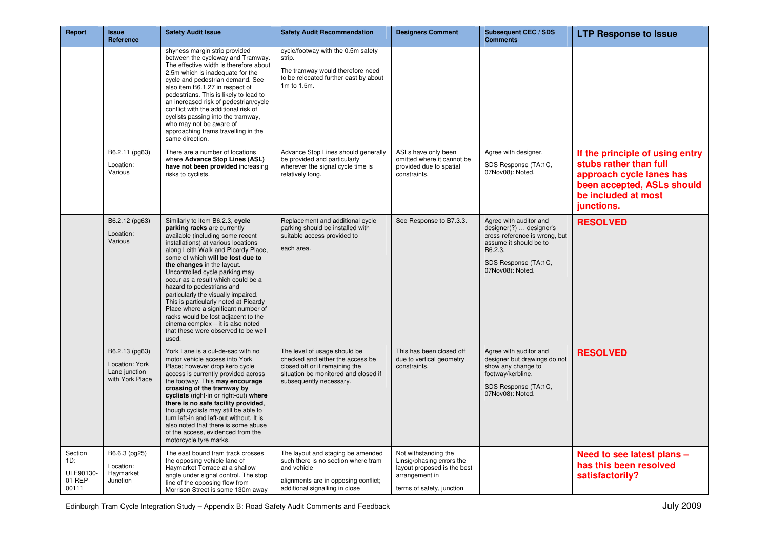| Report | Issue Reference | Safety Audit Issue | Safety Audit Recommendation | Designers Comment | Subsequent CEC / SDS Comments | LTP Response to Issue |
|---|---|---|---|---|---|---|
| | | shyness margin strip provided between the cycleway and Tramway. The effective width is therefore about 2.5m which is inadequate for the cycle and pedestrian demand. See also item B6.1.27 in respect of pedestrians. This is likely to lead to an increased risk of pedestrian/cycle conflict with the additional risk of cyclists passing into the tramway, who may not be aware of approaching trams travelling in the same direction. | cycle/footway with the 0.5m safety strip.<br><br>The tramway would therefore need to be relocated further east by about 1m to 1.5m. | | | |
| | B6.2.11 (pg63)<br><br>Location: Various | There are a number of locations where **Advance Stop Lines (ASL) have not been provided** increasing risks to cyclists. | Advance Stop Lines should generally be provided and particularly wherever the signal cycle time is relatively long. | ASLs have only been omitted where it cannot be provided due to spatial constraints. | Agree with designer.<br><br>SDS Response (TA:1C, 07Nov08): Noted. | **If the principle of using entry stubs rather than full approach cycle lanes has been accepted, ASLs should be included at most junctions.** |
| | B6.2.12 (pg63)<br><br>Location: Various | Similarly to item B6.2.3, **cycle parking racks** are currently available (including some recent installations) at various locations along Leith Walk and Picardy Place, some of which **will be lost due to the changes** in the layout. Uncontrolled cycle parking may occur as a result which could be a hazard to pedestrians and particularly the visually impaired. This is particularly noted at Picardy Place where a significant number of racks would be lost adjacent to the cinema complex – it is also noted that these were observed to be well used. | Replacement and additional cycle parking should be installed with suitable access provided to<br><br>each area. | See Response to B7.3.3. | Agree with auditor and designer(?) … designer's cross-reference is wrong, but assume it should be to B6.2.3.<br><br>SDS Response (TA:1C, 07Nov08): Noted. | **RESOLVED** |
| | B6.2.13 (pg63)<br><br>Location: York Lane junction with York Place | York Lane is a cul-de-sac with no motor vehicle access into York Place; however drop kerb cycle access is currently provided across the footway. This **may encourage crossing of the tramway by cyclists** (right-in or right-out) **where there is no safe facility provided**, though cyclists may still be able to turn left-in and left-out without. It is also noted that there is some abuse of the access, evidenced from the motorcycle tyre marks. | The level of usage should be checked and either the access be closed off or if remaining the situation be monitored and closed if subsequently necessary. | This has been closed off due to vertical geometry constraints. | Agree with auditor and designer but drawings do not show any change to footway/kerbline.<br><br>SDS Response (TA:1C, 07Nov08): Noted. | **RESOLVED** |
| Section 1D:<br><br>ULE90130-01-REP-00111 | B6.6.3 (pg25)<br><br>Location: Haymarket Junction | The east bound tram track crosses the opposing vehicle lane of Haymarket Terrace at a shallow angle under signal control. The stop line of the opposing flow from Morrison Street is some 130m away | The layout and staging be amended such there is no section where tram and vehicle<br><br>alignments are in opposing conflict; additional signalling in close | Not withstanding the Linsig/phasing errors the layout proposed is the best arrangement in<br><br>terms of safety, junction | | **Need to see latest plans – has this been resolved satisfactorily?** |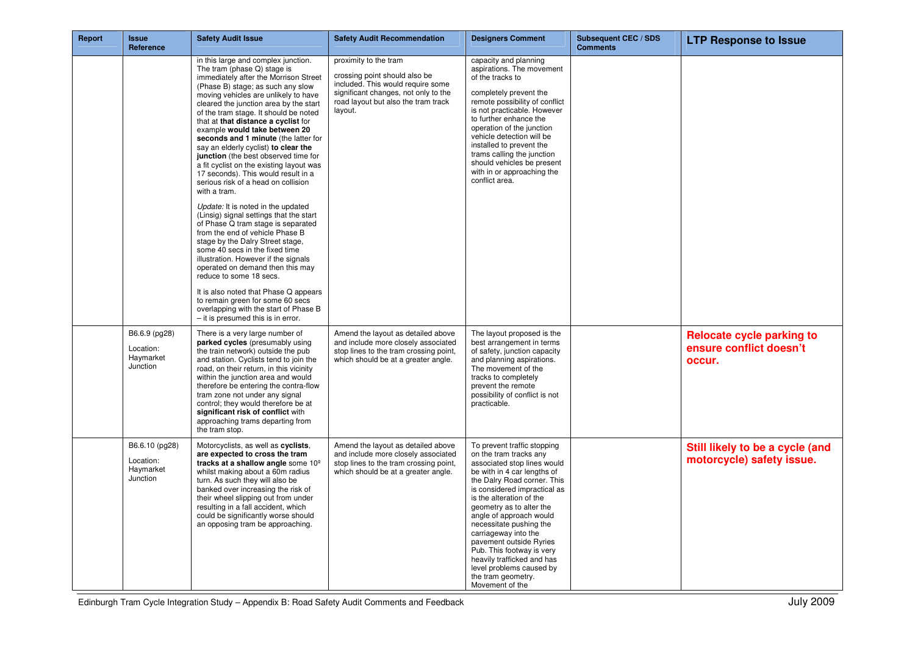| Report | Issue Reference | Safety Audit Issue | Safety Audit Recommendation | Designers Comment | Subsequent CEC / SDS Comments | LTP Response to Issue |
|---|---|---|---|---|---|---|
| | | in this large and complex junction. The tram (phase Q) stage is immediately after the Morrison Street (Phase B) stage; as such any slow moving vehicles are unlikely to have cleared the junction area by the start of the tram stage. It should be noted that at **that distance a cyclist** for example **would take between 20 seconds and 1 minute** (the latter for say an elderly cyclist) **to clear the junction** (the best observed time for a fit cyclist on the existing layout was 17 seconds). This would result in a serious risk of a head on collision with a tram.<br><br>*Update:* It is noted in the updated (Linsig) signal settings that the start of Phase Q tram stage is separated from the end of vehicle Phase B stage by the Dalry Street stage, some 40 secs in the fixed time illustration. However if the signals operated on demand then this may reduce to some 18 secs.<br><br>It is also noted that Phase Q appears to remain green for some 60 secs overlapping with the start of Phase B – it is presumed this is in error. | proximity to the tram<br><br>crossing point should also be included. This would require some significant changes, not only to the road layout but also the tram track layout. | capacity and planning aspirations. The movement of the tracks to<br><br>completely prevent the remote possibility of conflict is not practicable. However to further enhance the operation of the junction vehicle detection will be installed to prevent the trams calling the junction should vehicles be present with in or approaching the conflict area. | | |
| | B6.6.9 (pg28)<br><br>Location: Haymarket Junction | There is a very large number of **parked cycles** (presumably using the train network) outside the pub and station. Cyclists tend to join the road, on their return, in this vicinity within the junction area and would therefore be entering the contra-flow tram zone not under any signal control; they would therefore be at **significant risk of conflict** with approaching trams departing from the tram stop. | Amend the layout as detailed above and include more closely associated stop lines to the tram crossing point, which should be at a greater angle. | The layout proposed is the best arrangement in terms of safety, junction capacity and planning aspirations. The movement of the tracks to completely prevent the remote possibility of conflict is not practicable. | | **Relocate cycle parking to ensure conflict doesn't occur.** |
| | B6.6.10 (pg28)<br><br>Location: Haymarket Junction | Motorcyclists, as well as **cyclists, are expected to cross the tram tracks at a shallow angle** some 10º whilst making about a 60m radius turn. As such they will also be banked over increasing the risk of their wheel slipping out from under resulting in a fall accident, which could be significantly worse should an opposing tram be approaching. | Amend the layout as detailed above and include more closely associated stop lines to the tram crossing point, which should be at a greater angle. | To prevent traffic stopping on the tram tracks any associated stop lines would be with in 4 car lengths of the Dalry Road corner. This is considered impractical as is the alteration of the geometry as to alter the angle of approach would necessitate pushing the carriageway into the pavement outside Ryries Pub. This footway is very heavily trafficked and has level problems caused by the tram geometry. Movement of the | | **Still likely to be a cycle (and motorcycle) safety issue.** |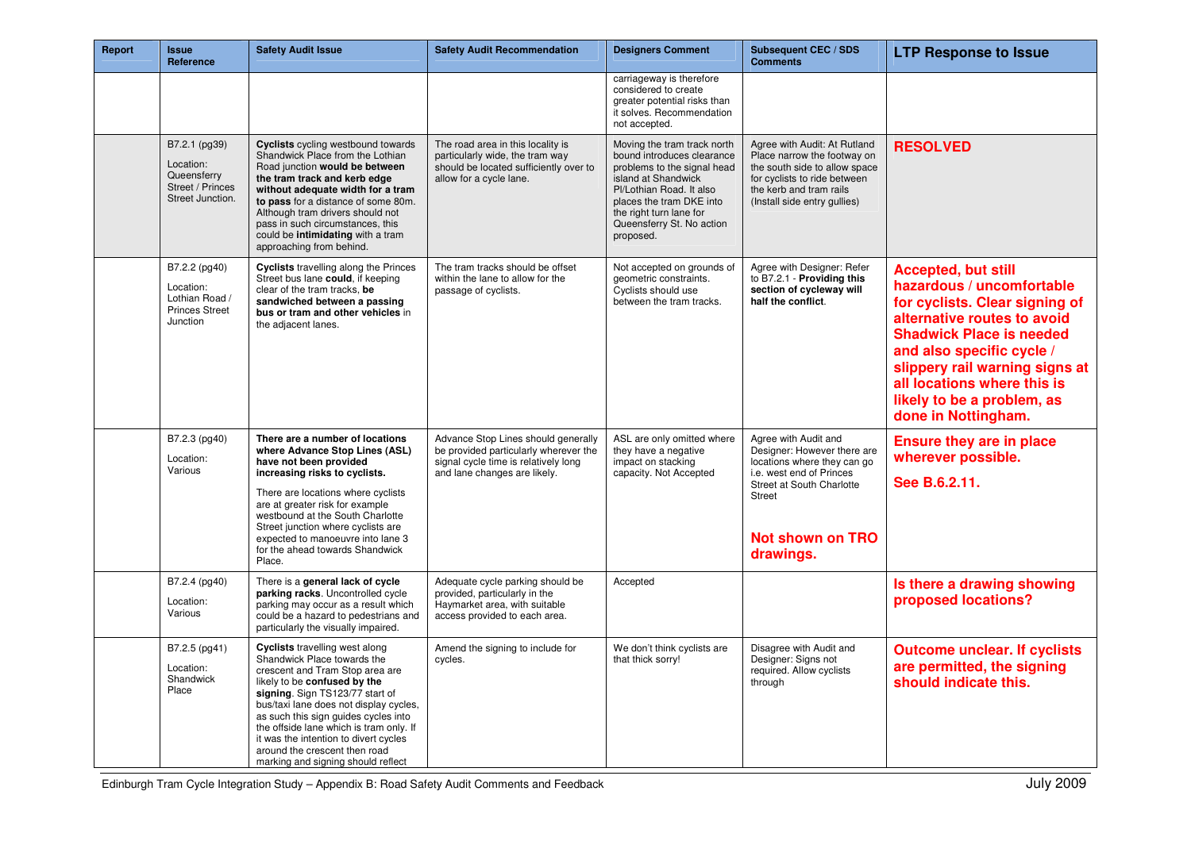| Report | Issue Reference | Safety Audit Issue | Safety Audit Recommendation | Designers Comment | Subsequent CEC / SDS Comments | LTP Response to Issue |
|---|---|---|---|---|---|---|
| | | | | carriageway is therefore considered to create greater potential risks than it solves. Recommendation not accepted. | | |
| | B7.2.1 (pg39) Location: Queensferry Street / Princes Street Junction. | **Cyclists** cycling westbound towards Shandwick Place from the Lothian Road junction **would be between the tram track and kerb edge without adequate width for a tram to pass** for a distance of some 80m. Although tram drivers should not pass in such circumstances, this could be **intimidating** with a tram approaching from behind. | The road area in this locality is particularly wide, the tram way should be located sufficiently over to allow for a cycle lane. | Moving the tram track north bound introduces clearance problems to the signal head island at Shandwick Pl/Lothian Road. It also places the tram DKE into the right turn lane for Queensferry St. No action proposed. | Agree with Audit: At Rutland Place narrow the footway on the south side to allow space for cyclists to ride between the kerb and tram rails (Install side entry gullies) | **RESOLVED** |
| | B7.2.2 (pg40) Location: Lothian Road / Princes Street Junction | **Cyclists** travelling along the Princes Street bus lane **could**, if keeping clear of the tram tracks, **be sandwiched between a passing bus or tram and other vehicles** in the adjacent lanes. | The tram tracks should be offset within the lane to allow for the passage of cyclists. | Not accepted on grounds of geometric constraints. Cyclists should use between the tram tracks. | Agree with Designer: Refer to B7.2.1 - **Providing this section of cycleway will half the conflict**. | **Accepted, but still hazardous / uncomfortable for cyclists. Clear signing of alternative routes to avoid Shadwick Place is needed and also specific cycle / slippery rail warning signs at all locations where this is likely to be a problem, as done in Nottingham.** |
| | B7.2.3 (pg40) Location: Various | **There are a number of locations where Advance Stop Lines (ASL) have not been provided increasing risks to cyclists.** There are locations where cyclists are at greater risk for example westbound at the South Charlotte Street junction where cyclists are expected to manoeuvre into lane 3 for the ahead towards Shandwick Place. | Advance Stop Lines should generally be provided particularly wherever the signal cycle time is relatively long and lane changes are likely. | ASL are only omitted where they have a negative impact on stacking capacity. Not Accepted | Agree with Audit and Designer: However there are locations where they can go i.e. west end of Princes Street at South Charlotte Street **Not shown on TRO drawings.** | **Ensure they are in place wherever possible. See B.6.2.11.** |
| | B7.2.4 (pg40) Location: Various | There is a **general lack of cycle parking racks**. Uncontrolled cycle parking may occur as a result which could be a hazard to pedestrians and particularly the visually impaired. | Adequate cycle parking should be provided, particularly in the Haymarket area, with suitable access provided to each area. | Accepted | | **Is there a drawing showing proposed locations?** |
| | B7.2.5 (pg41) Location: Shandwick Place | **Cyclists** travelling west along Shandwick Place towards the crescent and Tram Stop area are likely to be **confused by the signing**. Sign TS123/77 start of bus/taxi lane does not display cycles, as such this sign guides cycles into the offside lane which is tram only. If it was the intention to divert cycles around the crescent then road marking and signing should reflect | Amend the signing to include for cycles. | We don't think cyclists are that thick sorry! | Disagree with Audit and Designer: Signs not required. Allow cyclists through | **Outcome unclear. If cyclists are permitted, the signing should indicate this.** |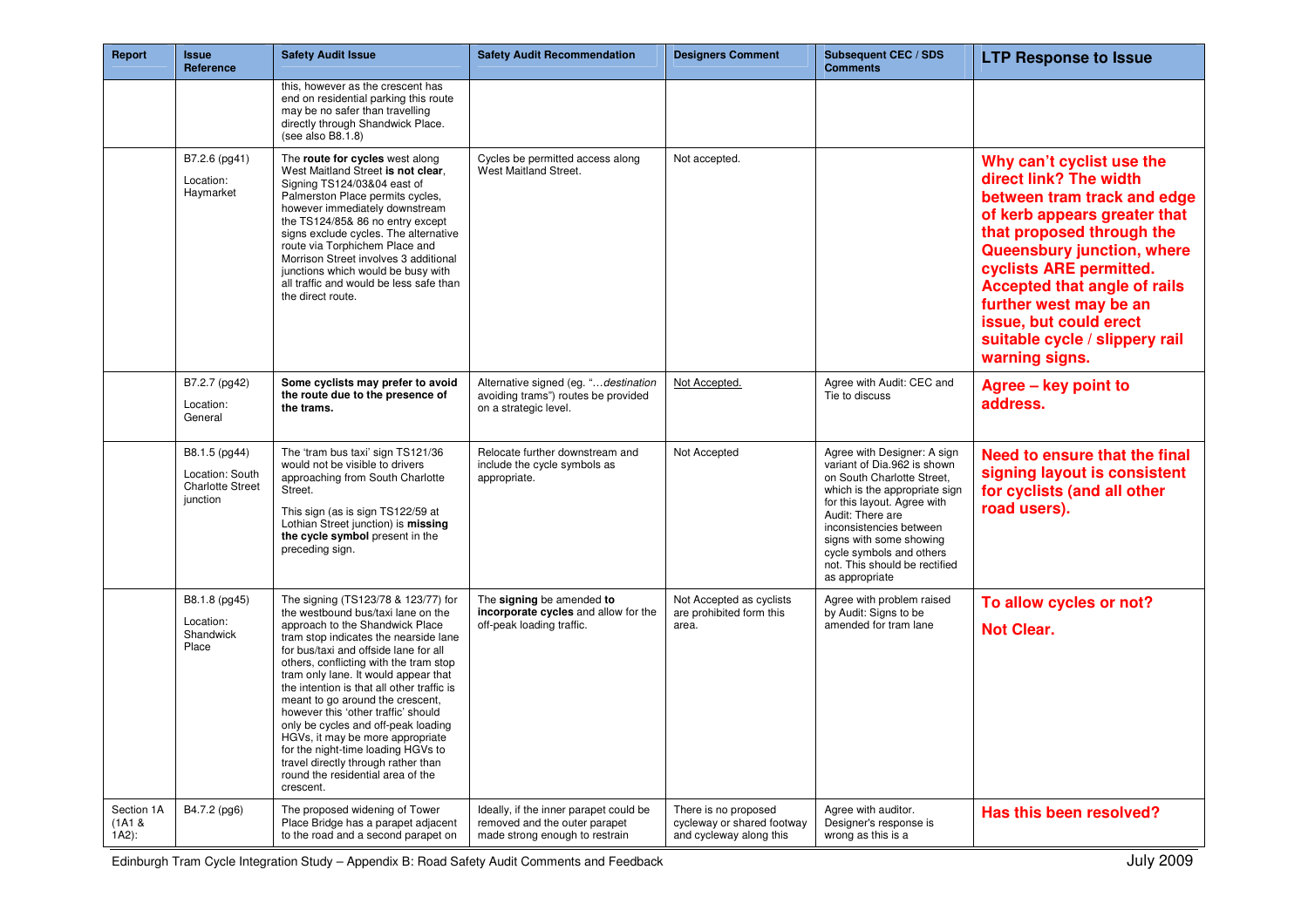| Report | Issue Reference | Safety Audit Issue | Safety Audit Recommendation | Designers Comment | Subsequent CEC / SDS Comments | LTP Response to Issue |
|---|---|---|---|---|---|---|
| | | this, however as the crescent has end on residential parking this route may be no safer than travelling directly through Shandwick Place. (see also B8.1.8) | | | | |
| | B7.2.6 (pg41) Location: Haymarket | The **route for cycles** west along West Maitland Street **is not clear**, Signing TS124/03&04 east of Palmerston Place permits cycles, however immediately downstream the TS124/85& 86 no entry except signs exclude cycles. The alternative route via Torphichem Place and Morrison Street involves 3 additional junctions which would be busy with all traffic and would be less safe than the direct route. | Cycles be permitted access along West Maitland Street. | Not accepted. | | **Why can't cyclist use the direct link? The width between tram track and edge of kerb appears greater that that proposed through the Queensbury junction, where cyclists ARE permitted. Accepted that angle of rails further west may be an issue, but could erect suitable cycle / slippery rail warning signs.** |
| | B7.2.7 (pg42) Location: General | **Some cyclists may prefer to avoid the route due to the presence of the trams.** | Alternative signed (eg. "…*destination avoiding trams*") routes be provided on a strategic level. | Not Accepted. | Agree with Audit: CEC and Tie to discuss | **Agree – key point to address.** |
| | B8.1.5 (pg44) Location: South Charlotte Street junction | The 'tram bus taxi' sign TS121/36 would not be visible to drivers approaching from South Charlotte Street. This sign (as is sign TS122/59 at Lothian Street junction) is **missing the cycle symbol** present in the preceding sign. | Relocate further downstream and include the cycle symbols as appropriate. | Not Accepted | Agree with Designer: A sign variant of Dia.962 is shown on South Charlotte Street, which is the appropriate sign for this layout. Agree with Audit: There are inconsistencies between signs with some showing cycle symbols and others not. This should be rectified as appropriate | **Need to ensure that the final signing layout is consistent for cyclists (and all other road users).** |
| | B8.1.8 (pg45) Location: Shandwick Place | The signing (TS123/78 & 123/77) for the westbound bus/taxi lane on the approach to the Shandwick Place tram stop indicates the nearside lane for bus/taxi and offside lane for all others, conflicting with the tram stop tram only lane. It would appear that the intention is that all other traffic is meant to go around the crescent, however this 'other traffic' should only be cycles and off-peak loading HGVs, it may be more appropriate for the night-time loading HGVs to travel directly through rather than round the residential area of the crescent. | The **signing** be amended **to incorporate cycles** and allow for the off-peak loading traffic. | Not Accepted as cyclists are prohibited form this area. | Agree with problem raised by Audit: Signs to be amended for tram lane | **To allow cycles or not? Not Clear.** |
| Section 1A (1A1 & 1A2): | B4.7.2 (pg6) | The proposed widening of Tower Place Bridge has a parapet adjacent to the road and a second parapet on | Ideally, if the inner parapet could be removed and the outer parapet made strong enough to restrain | There is no proposed cycleway or shared footway and cycleway along this | Agree with auditor. Designer's response is wrong as this is a | **Has this been resolved?** |

Edinburgh Tram Cycle Integration Study – Appendix B: Road Safety Audit Comments and Feedback July 2009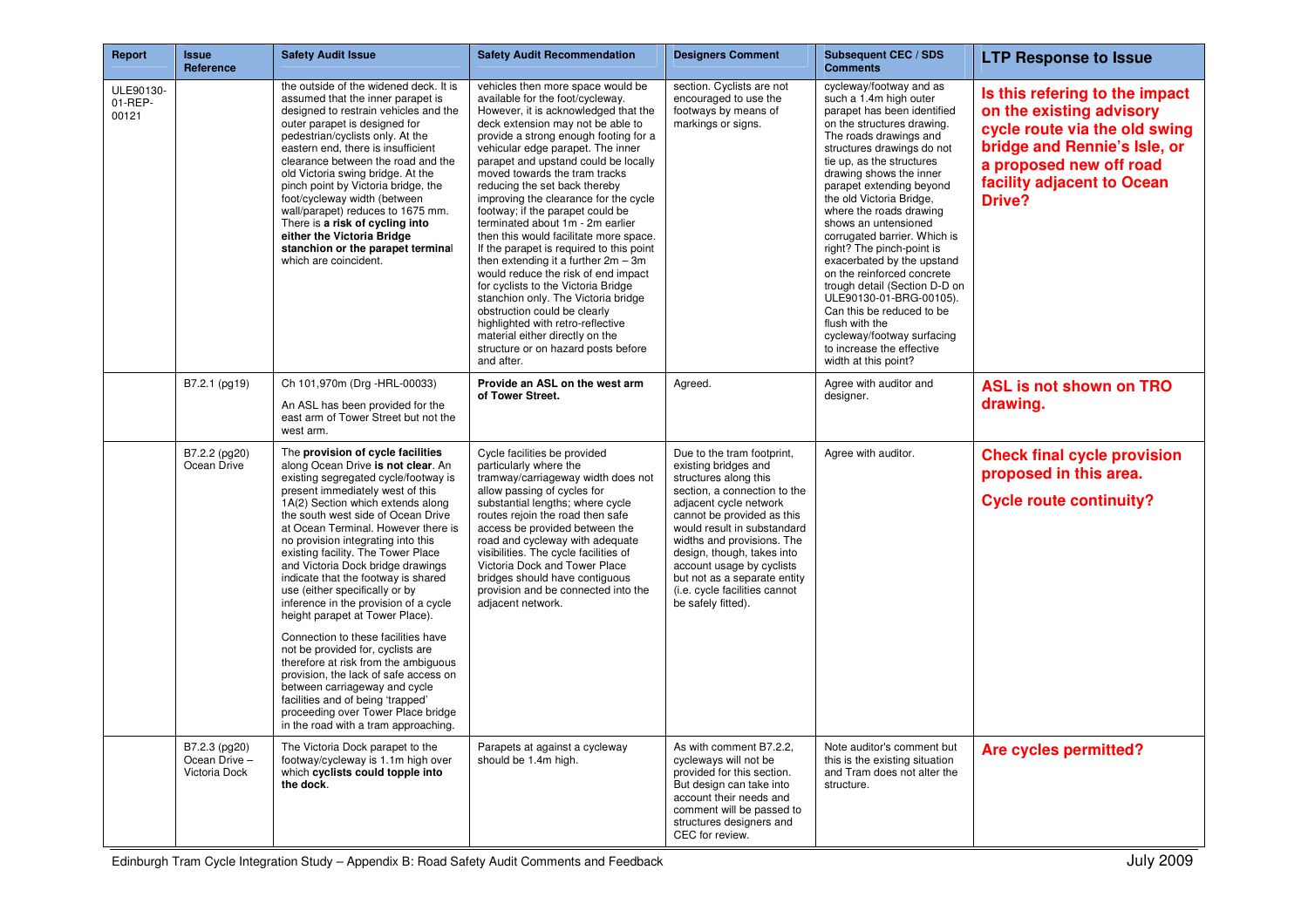| Report | Issue Reference | Safety Audit Issue | Safety Audit Recommendation | Designers Comment | Subsequent CEC / SDS Comments | LTP Response to Issue |
|---|---|---|---|---|---|---|
| ULE90130-01-REP-00121 | | the outside of the widened deck. It is assumed that the inner parapet is designed to restrain vehicles and the outer parapet is designed for pedestrian/cyclists only. At the eastern end, there is insufficient clearance between the road and the old Victoria swing bridge. At the pinch point by Victoria bridge, the foot/cycleway width (between wall/parapet) reduces to 1675 mm. There is **a risk of cycling into either the Victoria Bridge stanchion or the parapet terminal** which are coincident. | vehicles then more space would be available for the foot/cycleway. However, it is acknowledged that the deck extension may not be able to provide a strong enough footing for a vehicular edge parapet. The inner parapet and upstand could be locally moved towards the tram tracks reducing the set back thereby improving the clearance for the cycle footway; if the parapet could be terminated about 1m - 2m earlier then this would facilitate more space. If the parapet is required to this point then extending it a further 2m – 3m would reduce the risk of end impact for cyclists to the Victoria Bridge stanchion only. The Victoria bridge obstruction could be clearly highlighted with retro-reflective material either directly on the structure or on hazard posts before and after. | section. Cyclists are not encouraged to use the footways by means of markings or signs. | cycleway/footway and as such a 1.4m high outer parapet has been identified on the structures drawing. The roads drawings and structures drawings do not tie up, as the structures drawing shows the inner parapet extending beyond the old Victoria Bridge, where the roads drawing shows an untensioned corrugated barrier. Which is right? The pinch-point is exacerbated by the upstand on the reinforced concrete trough detail (Section D-D on ULE90130-01-BRG-00105). Can this be reduced to be flush with the cycleway/footway surfacing to increase the effective width at this point? | **Is this refering to the impact on the existing advisory cycle route via the old swing bridge and Rennie's Isle, or a proposed new off road facility adjacent to Ocean Drive?** |
| | B7.2.1 (pg19) | Ch 101,970m (Drg -HRL-00033)<br><br>An ASL has been provided for the east arm of Tower Street but not the west arm. | **Provide an ASL on the west arm of Tower Street.** | Agreed. | Agree with auditor and designer. | **ASL is not shown on TRO drawing.** |
| | B7.2.2 (pg20) Ocean Drive | The **provision of cycle facilities** along Ocean Drive **is not clear**. An existing segregated cycle/footway is present immediately west of this 1A(2) Section which extends along the south west side of Ocean Drive at Ocean Terminal. However there is no provision integrating into this existing facility. The Tower Place and Victoria Dock bridge drawings indicate that the footway is shared use (either specifically or by inference in the provision of a cycle height parapet at Tower Place).<br><br>Connection to these facilities have not be provided for, cyclists are therefore at risk from the ambiguous provision, the lack of safe access on between carriageway and cycle facilities and of being 'trapped' proceeding over Tower Place bridge in the road with a tram approaching. | Cycle facilities be provided particularly where the tramway/carriageway width does not allow passing of cycles for substantial lengths; where cycle routes rejoin the road then safe access be provided between the road and cycleway with adequate visibilities. The cycle facilities of Victoria Dock and Tower Place bridges should have contiguous provision and be connected into the adjacent network. | Due to the tram footprint, existing bridges and structures along this section, a connection to the adjacent cycle network cannot be provided as this would result in substandard widths and provisions. The design, though, takes into account usage by cyclists but not as a separate entity (i.e. cycle facilities cannot be safely fitted). | Agree with auditor. | **Check final cycle provision proposed in this area.**<br><br>**Cycle route continuity?** |
| | B7.2.3 (pg20) Ocean Drive – Victoria Dock | The Victoria Dock parapet to the footway/cycleway is 1.1m high over which **cyclists could topple into the dock**. | Parapets at against a cycleway should be 1.4m high. | As with comment B7.2.2, cycleways will not be provided for this section. But design can take into account their needs and comment will be passed to structures designers and CEC for review. | Note auditor's comment but this is the existing situation and Tram does not alter the structure. | **Are cycles permitted?** |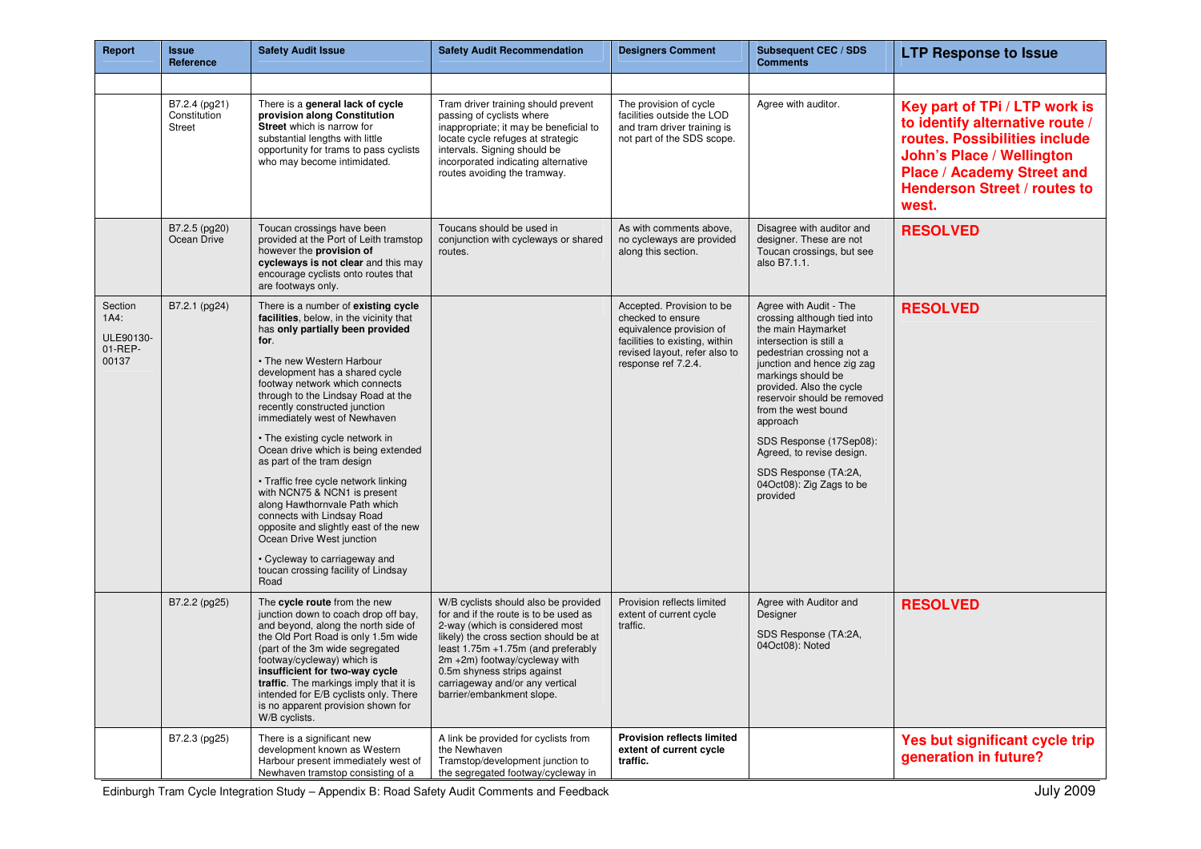| Report | Issue Reference | Safety Audit Issue | Safety Audit Recommendation | Designers Comment | Subsequent CEC / SDS Comments | LTP Response to Issue |
|---|---|---|---|---|---|---|
| | | | | | | |
| | B7.2.4 (pg21) Constitution Street | There is a **general lack of cycle provision along Constitution Street** which is narrow for substantial lengths with little opportunity for trams to pass cyclists who may become intimidated. | Tram driver training should prevent passing of cyclists where inappropriate; it may be beneficial to locate cycle refuges at strategic intervals. Signing should be incorporated indicating alternative routes avoiding the tramway. | The provision of cycle facilities outside the LOD and tram driver training is not part of the SDS scope. | Agree with auditor. | **Key part of TPi / LTP work is to identify alternative route / routes. Possibilities include John's Place / Wellington Place / Academy Street and Henderson Street / routes to west.** |
| | B7.2.5 (pg20) Ocean Drive | Toucan crossings have been provided at the Port of Leith tramstop however the **provision of cycleways is not clear** and this may encourage cyclists onto routes that are footways only. | Toucans should be used in conjunction with cycleways or shared routes. | As with comments above, no cycleways are provided along this section. | Disagree with auditor and designer. These are not Toucan crossings, but see also B7.1.1. | **RESOLVED** |
| Section 1A4: ULE90130-01-REP-00137 | B7.2.1 (pg24) | There is a number of **existing cycle facilities**, below, in the vicinity that has **only partially been provided for**.<br><br>• The new Western Harbour development has a shared cycle footway network which connects through to the Lindsay Road at the recently constructed junction immediately west of Newhaven<br><br>• The existing cycle network in Ocean drive which is being extended as part of the tram design<br><br>• Traffic free cycle network linking with NCN75 & NCN1 is present along Hawthornvale Path which connects with Lindsay Road opposite and slightly east of the new Ocean Drive West junction<br><br>• Cycleway to carriageway and toucan crossing facility of Lindsay Road | | Accepted. Provision to be checked to ensure equivalence provision of facilities to existing, within revised layout, refer also to response ref 7.2.4. | Agree with Audit - The crossing although tied into the main Haymarket intersection is still a pedestrian crossing not a junction and hence zig zag markings should be provided. Also the cycle reservoir should be removed from the west bound approach<br><br>SDS Response (17Sep08): Agreed, to revise design.<br><br>SDS Response (TA:2A, 04Oct08): Zig Zags to be provided | **RESOLVED** |
| | B7.2.2 (pg25) | The **cycle route** from the new junction down to coach drop off bay, and beyond, along the north side of the Old Port Road is only 1.5m wide (part of the 3m wide segregated footway/cycleway) which is **insufficient for two-way cycle traffic**. The markings imply that it is intended for E/B cyclists only. There is no apparent provision shown for W/B cyclists. | W/B cyclists should also be provided for and if the route is to be used as 2-way (which is considered most likely) the cross section should be at least 1.75m +1.75m (and preferably 2m +2m) footway/cycleway with 0.5m shyness strips against carriageway and/or any vertical barrier/embankment slope. | Provision reflects limited extent of current cycle traffic. | Agree with Auditor and Designer<br><br>SDS Response (TA:2A, 04Oct08): Noted | **RESOLVED** |
| | B7.2.3 (pg25) | There is a significant new development known as Western Harbour present immediately west of Newhaven tramstop consisting of a | A link be provided for cyclists from the Newhaven Tramstop/development junction to the segregated footway/cycleway in | **Provision reflects limited extent of current cycle traffic.** | | **Yes but significant cycle trip generation in future?** |

Edinburgh Tram Cycle Integration Study – Appendix B: Road Safety Audit Comments and Feedback July 2009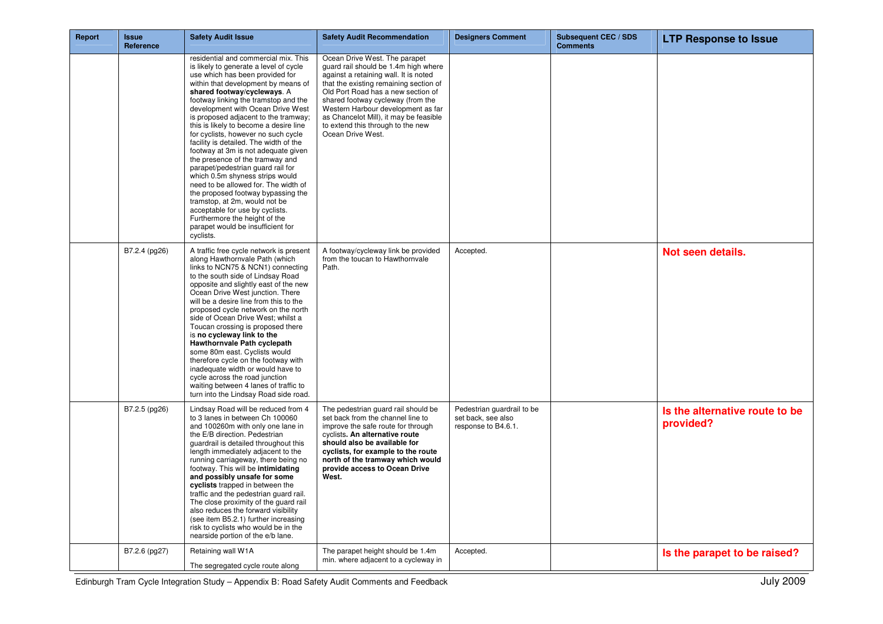| Report | Issue Reference | Safety Audit Issue | Safety Audit Recommendation | Designers Comment | Subsequent CEC / SDS Comments | LTP Response to Issue |
|---|---|---|---|---|---|---|
| | | residential and commercial mix. This is likely to generate a level of cycle use which has been provided for within that development by means of **shared footway/cycleways**. A footway linking the tramstop and the development with Ocean Drive West is proposed adjacent to the tramway; this is likely to become a desire line for cyclists, however no such cycle facility is detailed. The width of the footway at 3m is not adequate given the presence of the tramway and parapet/pedestrian guard rail for which 0.5m shyness strips would need to be allowed for. The width of the proposed footway bypassing the tramstop, at 2m, would not be acceptable for use by cyclists. Furthermore the height of the parapet would be insufficient for cyclists. | Ocean Drive West. The parapet guard rail should be 1.4m high where against a retaining wall. It is noted that the existing remaining section of Old Port Road has a new section of shared footway cycleway (from the Western Harbour development as far as Chancelot Mill), it may be feasible to extend this through to the new Ocean Drive West. | | | |
| | B7.2.4 (pg26) | A traffic free cycle network is present along Hawthornvale Path (which links to NCN75 & NCN1) connecting to the south side of Lindsay Road opposite and slightly east of the new Ocean Drive West junction. There will be a desire line from this to the proposed cycle network on the north side of Ocean Drive West; whilst a Toucan crossing is proposed there is **no cycleway link to the Hawthornvale Path cyclepath** some 80m east. Cyclists would therefore cycle on the footway with inadequate width or would have to cycle across the road junction waiting between 4 lanes of traffic to turn into the Lindsay Road side road. | A footway/cycleway link be provided from the toucan to Hawthornvale Path. | Accepted. | | **Not seen details.** |
| | B7.2.5 (pg26) | Lindsay Road will be reduced from 4 to 3 lanes in between Ch 100060 and 100260m with only one lane in the E/B direction. Pedestrian guardrail is detailed throughout this length immediately adjacent to the running carriageway, there being no footway. This will be **intimidating and possibly unsafe for some cyclists** trapped in between the traffic and the pedestrian guard rail. The close proximity of the guard rail also reduces the forward visibility (see item B5.2.1) further increasing risk to cyclists who would be in the nearside portion of the e/b lane. | The pedestrian guard rail should be set back from the channel line to improve the safe route for through cyclists. **An alternative route should also be available for cyclists, for example to the route north of the tramway which would provide access to Ocean Drive West.** | Pedestrian guardrail to be set back, see also response to B4.6.1. | | **Is the alternative route to be provided?** |
| | B7.2.6 (pg27) | Retaining wall W1A<br><br>The segregated cycle route along | The parapet height should be 1.4m min. where adjacent to a cycleway in | Accepted. | | **Is the parapet to be raised?** |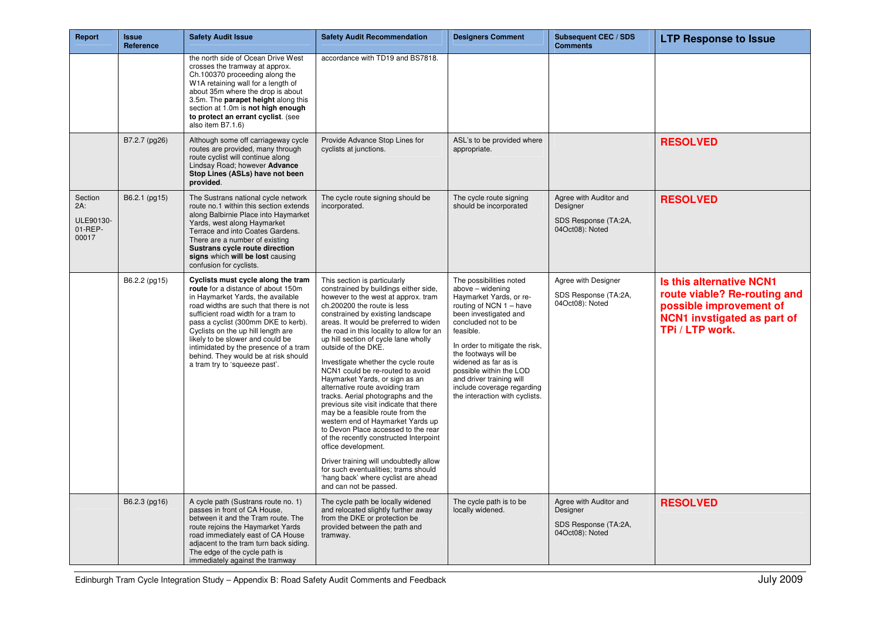| Report | Issue Reference | Safety Audit Issue | Safety Audit Recommendation | Designers Comment | Subsequent CEC / SDS Comments | LTP Response to Issue |
|---|---|---|---|---|---|---|
| | | the north side of Ocean Drive West crosses the tramway at approx. Ch.100370 proceeding along the W1A retaining wall for a length of about 35m where the drop is about 3.5m. The **parapet height** along this section at 1.0m is **not high enough to protect an errant cyclist**. (see also item B7.1.6) | accordance with TD19 and BS7818. | | | |
| | B7.2.7 (pg26) | Although some off carriageway cycle routes are provided, many through route cyclist will continue along Lindsay Road; however **Advance Stop Lines (ASLs) have not been provided**. | Provide Advance Stop Lines for cyclists at junctions. | ASL's to be provided where appropriate. | | **RESOLVED** |
| Section 2A: ULE90130-01-REP-00017 | B6.2.1 (pg15) | The Sustrans national cycle network route no.1 within this section extends along Balbirnie Place into Haymarket Yards, west along Haymarket Terrace and into Coates Gardens. There are a number of existing **Sustrans cycle route direction signs** which **will be lost** causing confusion for cyclists. | The cycle route signing should be incorporated. | The cycle route signing should be incorporated | Agree with Auditor and Designer<br><br>SDS Response (TA:2A, 04Oct08): Noted | **RESOLVED** |
| | B6.2.2 (pg15) | **Cyclists must cycle along the tram route** for a distance of about 150m in Haymarket Yards, the available road widths are such that there is not sufficient road width for a tram to pass a cyclist (300mm DKE to kerb). Cyclists on the up hill length are likely to be slower and could be intimidated by the presence of a tram behind. They would be at risk should a tram try to 'squeeze past'. | This section is particularly constrained by buildings either side, however to the west at approx. tram ch.200200 the route is less constrained by existing landscape areas. It would be preferred to widen the road in this locality to allow for an up hill section of cycle lane wholly outside of the DKE.<br><br>Investigate whether the cycle route NCN1 could be re-routed to avoid Haymarket Yards, or sign as an alternative route avoiding tram tracks. Aerial photographs and the previous site visit indicate that there may be a feasible route from the western end of Haymarket Yards up to Devon Place accessed to the rear of the recently constructed Interpoint office development.<br><br>Driver training will undoubtedly allow for such eventualities; trams should 'hang back' where cyclist are ahead and can not be passed. | The possibilities noted above – widening Haymarket Yards, or re-routing of NCN 1 – have been investigated and concluded not to be feasible.<br><br>In order to mitigate the risk, the footways will be widened as far as is possible within the LOD and driver training will include coverage regarding the interaction with cyclists. | Agree with Designer<br><br>SDS Response (TA:2A, 04Oct08): Noted | **Is this alternative NCN1 route viable? Re-routing and possible improvement of NCN1 invstigated as part of TPi / LTP work.** |
| | B6.2.3 (pg16) | A cycle path (Sustrans route no. 1) passes in front of CA House, between it and the Tram route. The route rejoins the Haymarket Yards road immediately east of CA House adjacent to the tram turn back siding. The edge of the cycle path is immediately against the tramway | The cycle path be locally widened and relocated slightly further away from the DKE or protection be provided between the path and tramway. | The cycle path is to be locally widened. | Agree with Auditor and Designer<br><br>SDS Response (TA:2A, 04Oct08): Noted | **RESOLVED** |

Edinburgh Tram Cycle Integration Study – Appendix B: Road Safety Audit Comments and Feedback

July 2009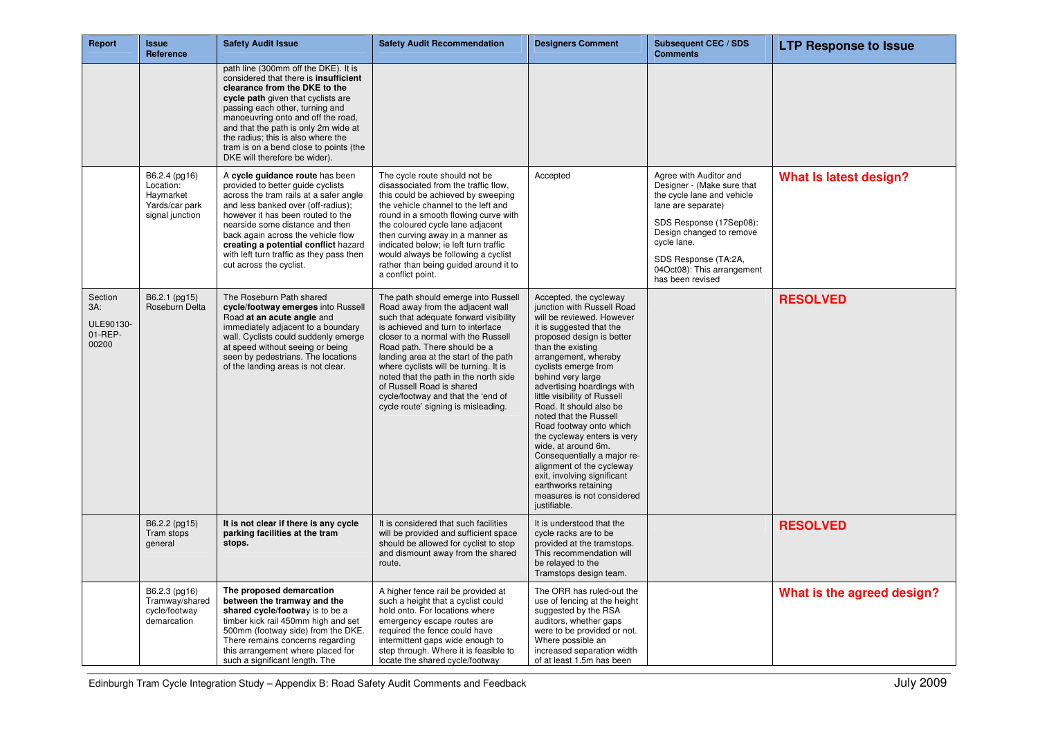| Report | Issue Reference | Safety Audit Issue | Safety Audit Recommendation | Designers Comment | Subsequent CEC / SDS Comments | LTP Response to Issue |
|---|---|---|---|---|---|---|
| | | path line (300mm off the DKE). It is considered that there is **insufficient clearance from the DKE to the cycle path** given that cyclists are passing each other, turning and manoeuvring onto and off the road, and that the path is only 2m wide at the radius; this is also where the tram is on a bend close to points (the DKE will therefore be wider). | | | | |
| | B6.2.4 (pg16) Location: Haymarket Yards/car park signal junction | A **cycle guidance route** has been provided to better guide cyclists across the tram rails at a safer angle and less banked over (off-radius); however it has been routed to the nearside some distance and then back again across the vehicle flow **creating a potential conflict** hazard with left turn traffic as they pass then cut across the cyclist. | The cycle route should not be disassociated from the traffic flow, this could be achieved by sweeping the vehicle channel to the left and round in a smooth flowing curve with the coloured cycle lane adjacent then curving away in a manner as indicated below; ie left turn traffic would always be following a cyclist rather than being guided around it to a conflict point. | Accepted | Agree with Auditor and Designer - (Make sure that the cycle lane and vehicle lane are separate)<br>SDS Response (17Sep08): Design changed to remove cycle lane.<br>SDS Response (TA:2A, 04Oct08): This arrangement has been revised | **What Is latest design?** |
| Section 3A: ULE90130-01-REP-00200 | B6.2.1 (pg15) Roseburn Delta | The Roseburn Path shared **cycle/footway emerges** into Russell Road **at an acute angle** and immediately adjacent to a boundary wall. Cyclists could suddenly emerge at speed without seeing or being seen by pedestrians. The locations of the landing areas is not clear. | The path should emerge into Russell Road away from the adjacent wall such that adequate forward visibility is achieved and turn to interface closer to a normal with the Russell Road path. There should be a landing area at the start of the path where cyclists will be turning. It is noted that the path in the north side of Russell Road is shared cycle/footway and that the 'end of cycle route' signing is misleading. | Accepted, the cycleway junction with Russell Road will be reviewed. However it is suggested that the proposed design is better than the existing arrangement, whereby cyclists emerge from behind very large advertising hoardings with little visibility of Russell Road. It should also be noted that the Russell Road footway onto which the cycleway enters is very wide, at around 6m. Consequentially a major re-alignment of the cycleway exit, involving significant earthworks retaining measures is not considered justifiable. | | **RESOLVED** |
| | B6.2.2 (pg15) Tram stops general | **It is not clear if there is any cycle parking facilities at the tram stops.** | It is considered that such facilities will be provided and sufficient space should be allowed for cyclist to stop and dismount away from the shared route. | It is understood that the cycle racks are to be provided at the tramstops. This recommendation will be relayed to the Tramstops design team. | | **RESOLVED** |
| | B6.2.3 (pg16) Tramway/shared cycle/footway demarcation | **The proposed demarcation between the tramway and the shared cycle/footway** is to be a timber kick rail 450mm high and set 500mm (footway side) from the DKE. There remains concerns regarding this arrangement where placed for such a significant length. The | A higher fence rail be provided at such a height that a cyclist could hold onto. For locations where emergency escape routes are required the fence could have intermittent gaps wide enough to step through. Where it is feasible to locate the shared cycle/footway | The ORR has ruled-out the use of fencing at the height suggested by the RSA auditors, whether gaps were to be provided or not. Where possible an increased separation width of at least 1.5m has been | | **What is the agreed design?** |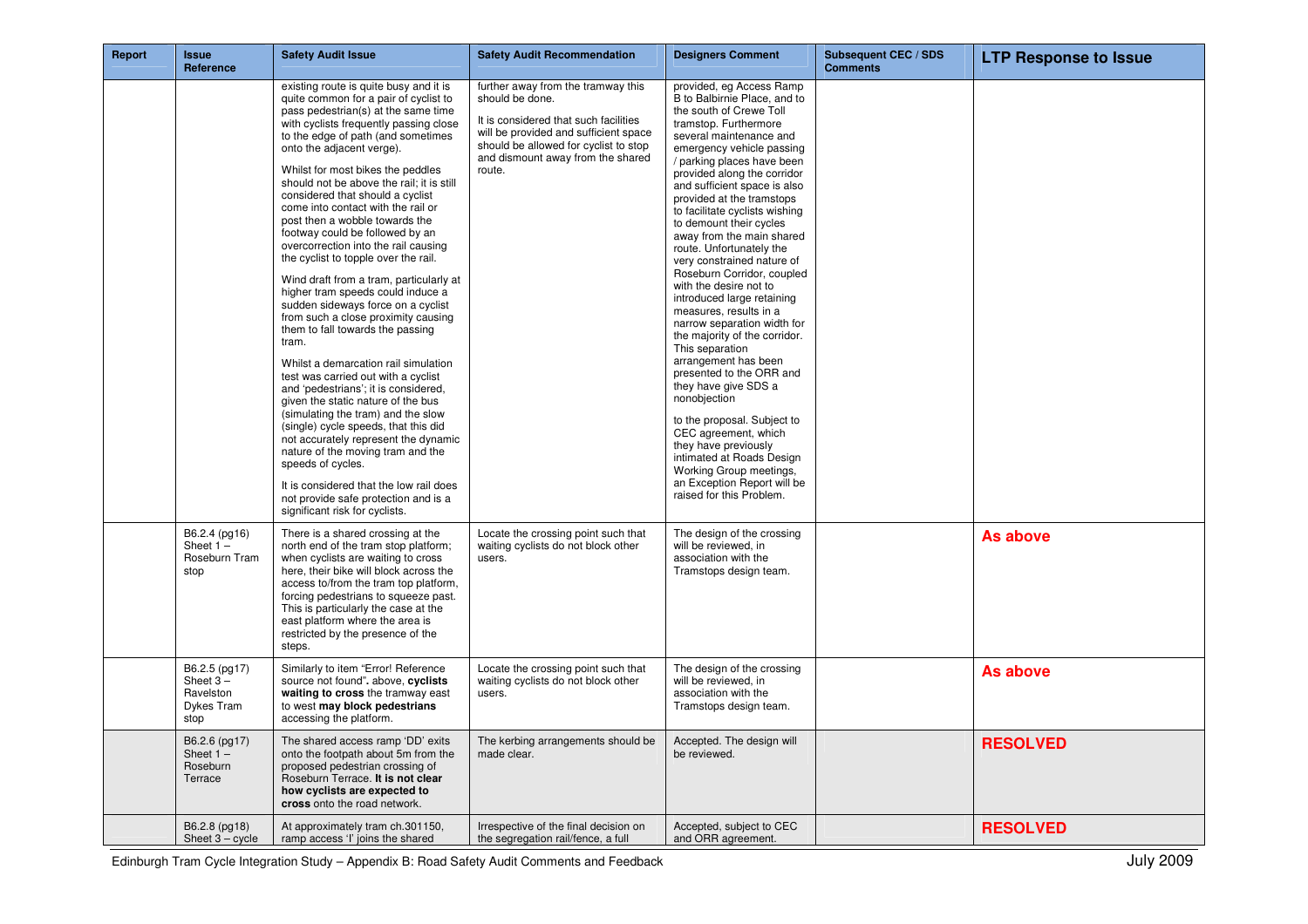| Report | Issue Reference | Safety Audit Issue | Safety Audit Recommendation | Designers Comment | Subsequent CEC / SDS Comments | LTP Response to Issue |
|---|---|---|---|---|---|---|
| | | existing route is quite busy and it is quite common for a pair of cyclist to pass pedestrian(s) at the same time with cyclists frequently passing close to the edge of path (and sometimes onto the adjacent verge).<br><br>Whilst for most bikes the peddles should not be above the rail; it is still considered that should a cyclist come into contact with the rail or post then a wobble towards the footway could be followed by an overcorrection into the rail causing the cyclist to topple over the rail.<br><br>Wind draft from a tram, particularly at higher tram speeds could induce a sudden sideways force on a cyclist from such a close proximity causing them to fall towards the passing tram.<br><br>Whilst a demarcation rail simulation test was carried out with a cyclist and 'pedestrians'; it is considered, given the static nature of the bus (simulating the tram) and the slow (single) cycle speeds, that this did not accurately represent the dynamic nature of the moving tram and the speeds of cycles.<br><br>It is considered that the low rail does not provide safe protection and is a significant risk for cyclists. | further away from the tramway this should be done.<br><br>It is considered that such facilities will be provided and sufficient space should be allowed for cyclist to stop and dismount away from the shared route. | provided, eg Access Ramp B to Balbirnie Place, and to the south of Crewe Toll tramstop. Furthermore several maintenance and emergency vehicle passing / parking places have been provided along the corridor and sufficient space is also provided at the tramstops to facilitate cyclists wishing to demount their cycles away from the main shared route. Unfortunately the very constrained nature of Roseburn Corridor, coupled with the desire not to introduced large retaining measures, results in a narrow separation width for the majority of the corridor. This separation arrangement has been presented to the ORR and they have give SDS a nonobjection<br><br>to the proposal. Subject to CEC agreement, which they have previously intimated at Roads Design Working Group meetings, an Exception Report will be raised for this Problem. | | |
| | B6.2.4 (pg16) Sheet 1 – Roseburn Tram stop | There is a shared crossing at the north end of the tram stop platform; when cyclists are waiting to cross here, their bike will block across the access to/from the tram top platform, forcing pedestrians to squeeze past. This is particularly the case at the east platform where the area is restricted by the presence of the steps. | Locate the crossing point such that waiting cyclists do not block other users. | The design of the crossing will be reviewed, in association with the Tramstops design team. | | **As above** |
| | B6.2.5 (pg17) Sheet 3 – Ravelston Dykes Tram stop | Similarly to item "Error! Reference source not found". above, **cyclists waiting to cross** the tramway east to west **may block pedestrians** accessing the platform. | Locate the crossing point such that waiting cyclists do not block other users. | The design of the crossing will be reviewed, in association with the Tramstops design team. | | **As above** |
| | B6.2.6 (pg17) Sheet 1 – Roseburn Terrace | The shared access ramp 'DD' exits onto the footpath about 5m from the proposed pedestrian crossing of Roseburn Terrace. **It is not clear how cyclists are expected to cross** onto the road network. | The kerbing arrangements should be made clear. | Accepted. The design will be reviewed. | | **RESOLVED** |
| | B6.2.8 (pg18) Sheet 3 – cycle | At approximately tram ch.301150, ramp access 'I' joins the shared | Irrespective of the final decision on the segregation rail/fence, a full | Accepted, subject to CEC and ORR agreement. | | **RESOLVED** |

Edinburgh Tram Cycle Integration Study – Appendix B: Road Safety Audit Comments and Feedback

July 2009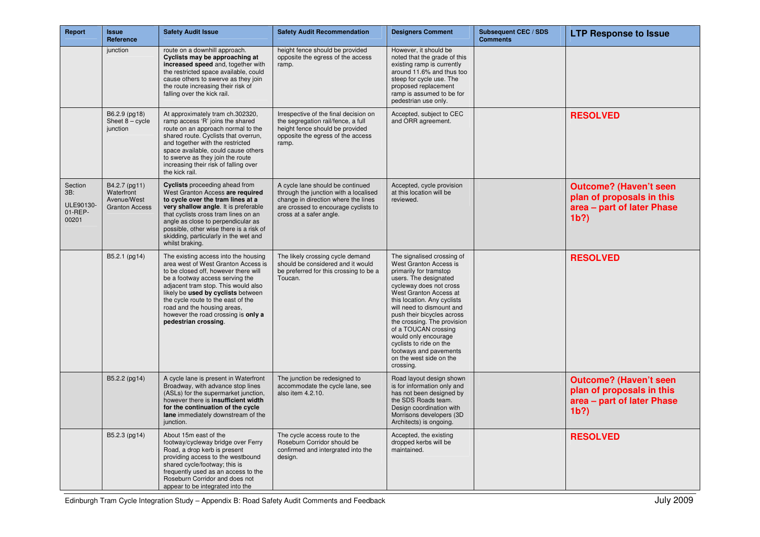| Report | Issue Reference | Safety Audit Issue | Safety Audit Recommendation | Designers Comment | Subsequent CEC / SDS Comments | LTP Response to Issue |
|---|---|---|---|---|---|---|
| | junction | route on a downhill approach. **Cyclists may be approaching at increased speed** and, together with the restricted space available, could cause others to swerve as they join the route increasing their risk of falling over the kick rail. | height fence should be provided opposite the egress of the access ramp. | However, it should be noted that the grade of this existing ramp is currently around 11.6% and thus too steep for cycle use. The proposed replacement ramp is assumed to be for pedestrian use only. | | |
| | B6.2.9 (pg18) Sheet 8 – cycle junction | At approximately tram ch.302320, ramp access 'R' joins the shared route on an approach normal to the shared route. Cyclists that overrun, and together with the restricted space available, could cause others to swerve as they join the route increasing their risk of falling over the kick rail. | Irrespective of the final decision on the segregation rail/fence, a full height fence should be provided opposite the egress of the access ramp. | Accepted, subject to CEC and ORR agreement. | | **RESOLVED** |
| Section 3B: ULE90130-01-REP-00201 | B4.2.7 (pg11) Waterfront Avenue/West Granton Access | **Cyclists** proceeding ahead from West Granton Access **are required to cycle over the tram lines at a very shallow angle**. It is preferable that cyclists cross tram lines on an angle as close to perpendicular as possible, other wise there is a risk of skidding, particularly in the wet and whilst braking. | A cycle lane should be continued through the junction with a localised change in direction where the lines are crossed to encourage cyclists to cross at a safer angle. | Accepted, cycle provision at this location will be reviewed. | | **Outcome? (Haven't seen plan of proposals in this area – part of later Phase 1b?)** |
| | B5.2.1 (pg14) | The existing access into the housing area west of West Granton Access is to be closed off, however there will be a footway access serving the adjacent tram stop. This would also likely be **used by cyclists** between the cycle route to the east of the road and the housing areas, however the road crossing is **only a pedestrian crossing**. | The likely crossing cycle demand should be considered and it would be preferred for this crossing to be a Toucan. | The signalised crossing of West Granton Access is primarily for tramstop users. The designated cycleway does not cross West Granton Access at this location. Any cyclists will need to dismount and push their bicycles across the crossing. The provision of a TOUCAN crossing would only encourage cyclists to ride on the footways and pavements on the west side on the crossing. | | **RESOLVED** |
| | B5.2.2 (pg14) | A cycle lane is present in Waterfront Broadway, with advance stop lines (ASLs) for the supermarket junction, however there is **insufficient width for the continuation of the cycle lane** immediately downstream of the junction. | The junction be redesigned to accommodate the cycle lane, see also item 4.2.10. | Road layout design shown is for information only and has not been designed by the SDS Roads team. Design coordination with Morrisons developers (3D Architects) is ongoing. | | **Outcome? (Haven't seen plan of proposals in this area – part of later Phase 1b?)** |
| | B5.2.3 (pg14) | About 15m east of the footway/cycleway bridge over Ferry Road, a drop kerb is present providing access to the westbound shared cycle/footway; this is frequently used as an access to the Roseburn Corridor and does not appear to be integrated into the | The cycle access route to the Roseburn Corridor should be confirmed and intergrated into the design. | Accepted, the existing dropped kerbs will be maintained. | | **RESOLVED** |

Edinburgh Tram Cycle Integration Study – Appendix B: Road Safety Audit Comments and Feedback July 2009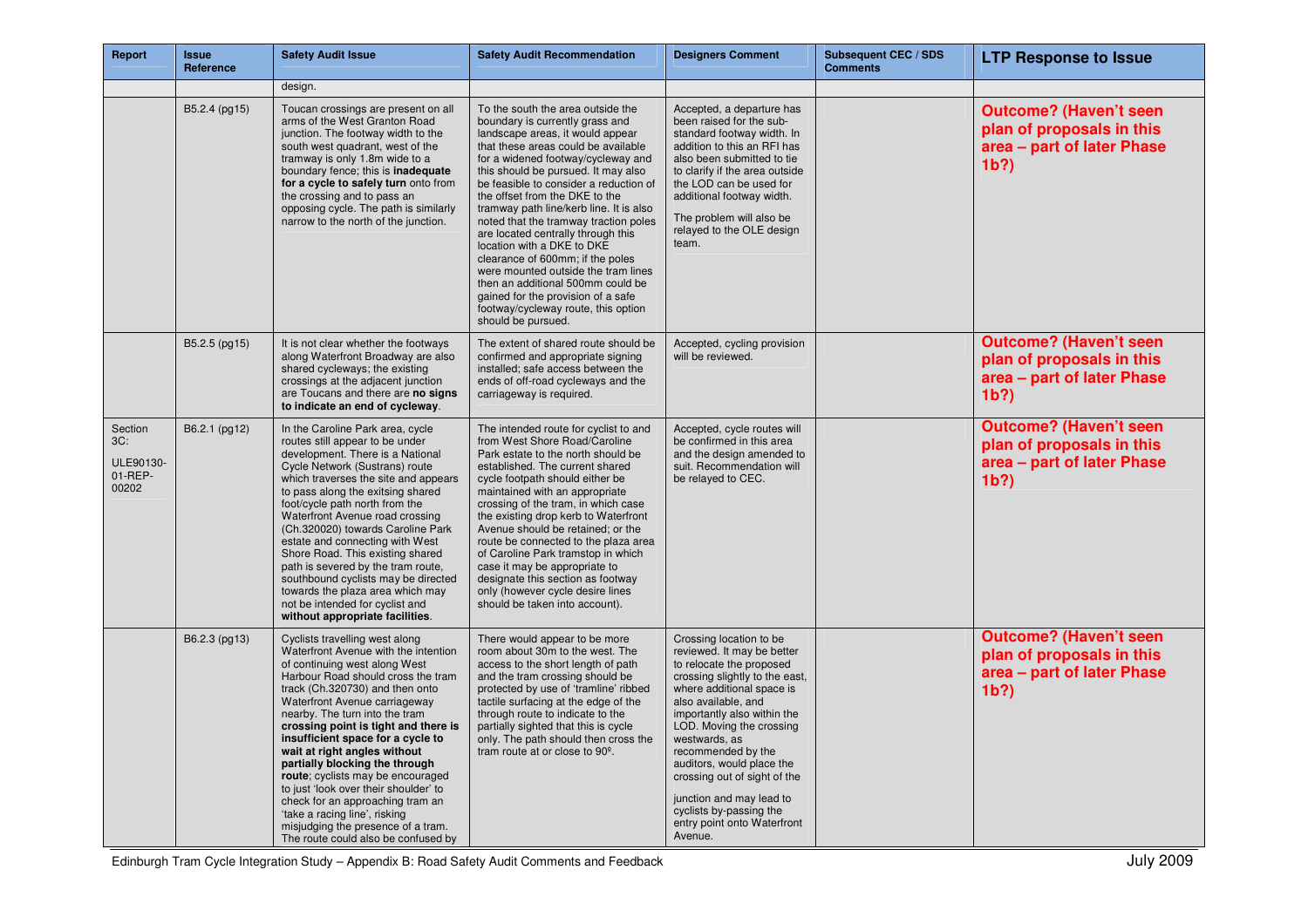| Report | Issue Reference | Safety Audit Issue | Safety Audit Recommendation | Designers Comment | Subsequent CEC / SDS Comments | LTP Response to Issue |
|---|---|---|---|---|---|---|
| | | design. | | | | |
| | B5.2.4 (pg15) | Toucan crossings are present on all arms of the West Granton Road junction. The footway width to the south west quadrant, west of the tramway is only 1.8m wide to a boundary fence; this is **inadequate for a cycle to safely turn** onto from the crossing and to pass an opposing cycle. The path is similarly narrow to the north of the junction. | To the south the area outside the boundary is currently grass and landscape areas, it would appear that these areas could be available for a widened footway/cycleway and this should be pursued. It may also be feasible to consider a reduction of the offset from the DKE to the tramway path line/kerb line. It is also noted that the tramway traction poles are located centrally through this location with a DKE to DKE clearance of 600mm; if the poles were mounted outside the tram lines then an additional 500mm could be gained for the provision of a safe footway/cycleway route, this option should be pursued. | Accepted, a departure has been raised for the sub-standard footway width. In addition to this an RFI has also been submitted to tie to clarify if the area outside the LOD can be used for additional footway width.<br><br>The problem will also be relayed to the OLE design team. | | **Outcome? (Haven't seen plan of proposals in this area – part of later Phase 1b?)** |
| | B5.2.5 (pg15) | It is not clear whether the footways along Waterfront Broadway are also shared cycleways; the existing crossings at the adjacent junction are Toucans and there are **no signs to indicate an end of cycleway**. | The extent of shared route should be confirmed and appropriate signing installed; safe access between the ends of off-road cycleways and the carriageway is required. | Accepted, cycling provision will be reviewed. | | **Outcome? (Haven't seen plan of proposals in this area – part of later Phase 1b?)** |
| Section 3C:<br><br>ULE90130-01-REP-00202 | B6.2.1 (pg12) | In the Caroline Park area, cycle routes still appear to be under development. There is a National Cycle Network (Sustrans) route which traverses the site and appears to pass along the exitsing shared foot/cycle path north from the Waterfront Avenue road crossing (Ch.320020) towards Caroline Park estate and connecting with West Shore Road. This existing shared path is severed by the tram route, southbound cyclists may be directed towards the plaza area which may not be intended for cyclist and **without appropriate facilities**. | The intended route for cyclist to and from West Shore Road/Caroline Park estate to the north should be established. The current shared cycle footpath should either be maintained with an appropriate crossing of the tram, in which case the existing drop kerb to Waterfront Avenue should be retained; or the route be connected to the plaza area of Caroline Park tramstop in which case it may be appropriate to designate this section as footway only (however cycle desire lines should be taken into account). | Accepted, cycle routes will be confirmed in this area and the design amended to suit. Recommendation will be relayed to CEC. | | **Outcome? (Haven't seen plan of proposals in this area – part of later Phase 1b?)** |
| | B6.2.3 (pg13) | Cyclists travelling west along Waterfront Avenue with the intention of continuing west along West Harbour Road should cross the tram track (Ch.320730) and then onto Waterfront Avenue carriageway nearby. The turn into the tram **crossing point is tight and there is insufficient space for a cycle to wait at right angles without partially blocking the through route**; cyclists may be encouraged to just 'look over their shoulder' to check for an approaching tram an 'take a racing line', risking misjudging the presence of a tram. The route could also be confused by | There would appear to be more room about 30m to the west. The access to the short length of path and the tram crossing should be protected by use of 'tramline' ribbed tactile surfacing at the edge of the through route to indicate to the partially sighted that this is cycle only. The path should then cross the tram route at or close to 90º. | Crossing location to be reviewed. It may be better to relocate the proposed crossing slightly to the east, where additional space is also available, and importantly also within the LOD. Moving the crossing westwards, as recommended by the auditors, would place the crossing out of sight of the junction and may lead to cyclists by-passing the entry point onto Waterfront Avenue. | | **Outcome? (Haven't seen plan of proposals in this area – part of later Phase 1b?)** |

Edinburgh Tram Cycle Integration Study – Appendix B: Road Safety Audit Comments and Feedback

July 2009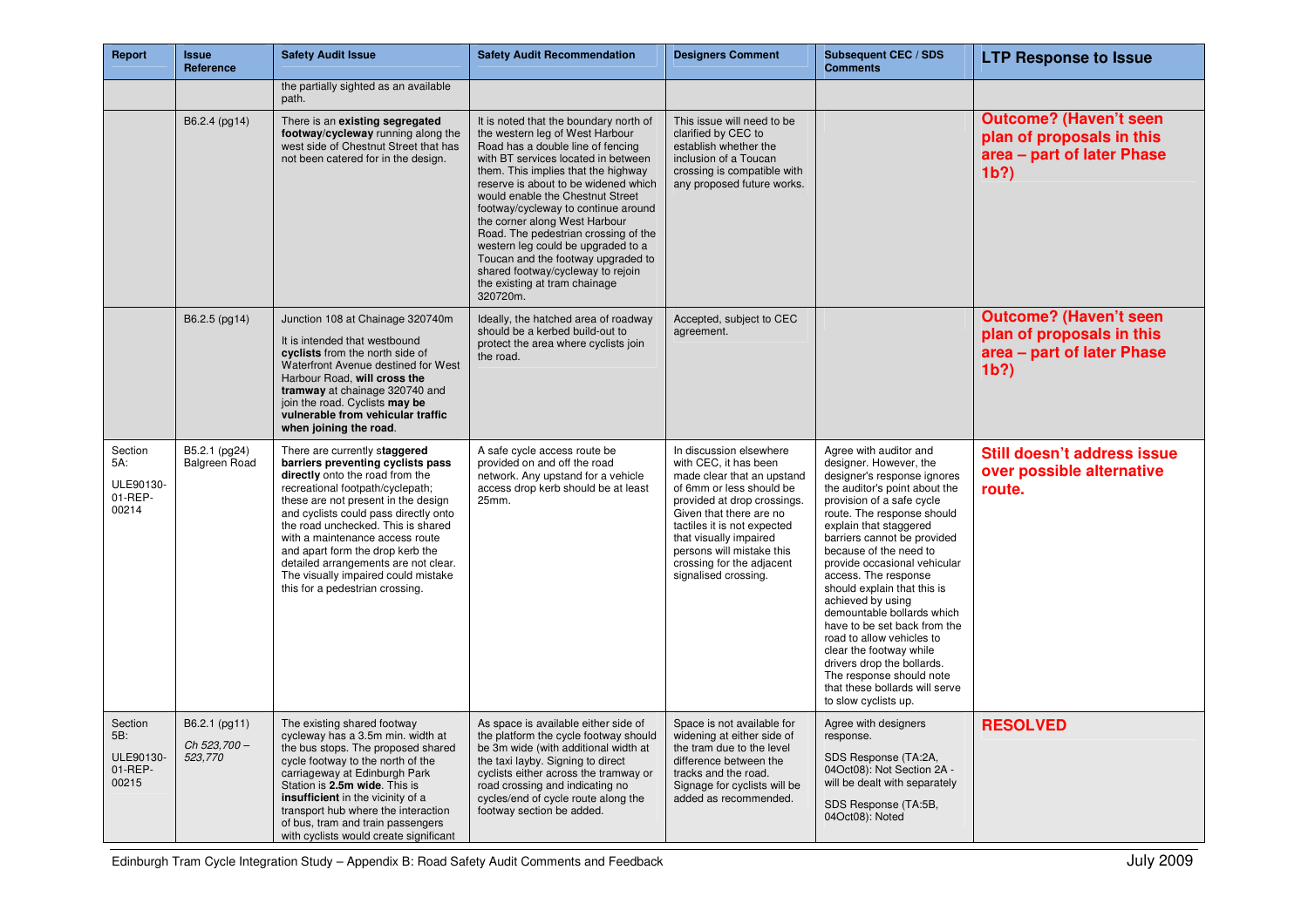| Report | Issue Reference | Safety Audit Issue | Safety Audit Recommendation | Designers Comment | Subsequent CEC / SDS Comments | LTP Response to Issue |
|---|---|---|---|---|---|---|
| | | the partially sighted as an available path. | | | | |
| | B6.2.4 (pg14) | There is an **existing segregated footway/cycleway** running along the west side of Chestnut Street that has not been catered for in the design. | It is noted that the boundary north of the western leg of West Harbour Road has a double line of fencing with BT services located in between them. This implies that the highway reserve is about to be widened which would enable the Chestnut Street footway/cycleway to continue around the corner along West Harbour Road. The pedestrian crossing of the western leg could be upgraded to a Toucan and the footway upgraded to shared footway/cycleway to rejoin the existing at tram chainage 320720m. | This issue will need to be clarified by CEC to establish whether the inclusion of a Toucan crossing is compatible with any proposed future works. | | **Outcome? (Haven't seen plan of proposals in this area – part of later Phase 1b?)** |
| | B6.2.5 (pg14) | Junction 108 at Chainage 320740m<br><br>It is intended that westbound **cyclists** from the north side of Waterfront Avenue destined for West Harbour Road, **will cross the tramway** at chainage 320740 and join the road. Cyclists **may be vulnerable from vehicular traffic when joining the road**. | Ideally, the hatched area of roadway should be a kerbed build-out to protect the area where cyclists join the road. | Accepted, subject to CEC agreement. | | **Outcome? (Haven't seen plan of proposals in this area – part of later Phase 1b?)** |
| Section 5A:<br><br>ULE90130-01-REP-00214 | B5.2.1 (pg24)<br>Balgreen Road | There are currently s**taggered barriers preventing cyclists pass directly** onto the road from the recreational footpath/cyclepath; these are not present in the design and cyclists could pass directly onto the road unchecked. This is shared with a maintenance access route and apart form the drop kerb the detailed arrangements are not clear. The visually impaired could mistake this for a pedestrian crossing. | A safe cycle access route be provided on and off the road network. Any upstand for a vehicle access drop kerb should be at least 25mm. | In discussion elsewhere with CEC, it has been made clear that an upstand of 6mm or less should be provided at drop crossings. Given that there are no tactiles it is not expected that visually impaired persons will mistake this crossing for the adjacent signalised crossing. | Agree with auditor and designer. However, the designer's response ignores the auditor's point about the provision of a safe cycle route. The response should explain that staggered barriers cannot be provided because of the need to provide occasional vehicular access. The response should explain that this is achieved by using demountable bollards which have to be set back from the road to allow vehicles to clear the footway while drivers drop the bollards. The response should note that these bollards will serve to slow cyclists up. | **Still doesn't address issue over possible alternative route.** |
| Section 5B:<br><br>ULE90130-01-REP-00215 | B6.2.1 (pg11)<br><br>*Ch 523,700 – 523,770* | The existing shared footway cycleway has a 3.5m min. width at the bus stops. The proposed shared cycle footway to the north of the carriageway at Edinburgh Park Station is **2.5m wide**. This is **insufficient** in the vicinity of a transport hub where the interaction of bus, tram and train passengers with cyclists would create significant | As space is available either side of the platform the cycle footway should be 3m wide (with additional width at the taxi layby. Signing to direct cyclists either across the tramway or road crossing and indicating no cycles/end of cycle route along the footway section be added. | Space is not available for widening at either side of the tram due to the level difference between the tracks and the road. Signage for cyclists will be added as recommended. | Agree with designers response.<br><br>SDS Response (TA:2A, 04Oct08): Not Section 2A - will be dealt with separately<br><br>SDS Response (TA:5B, 04Oct08): Noted | **RESOLVED** |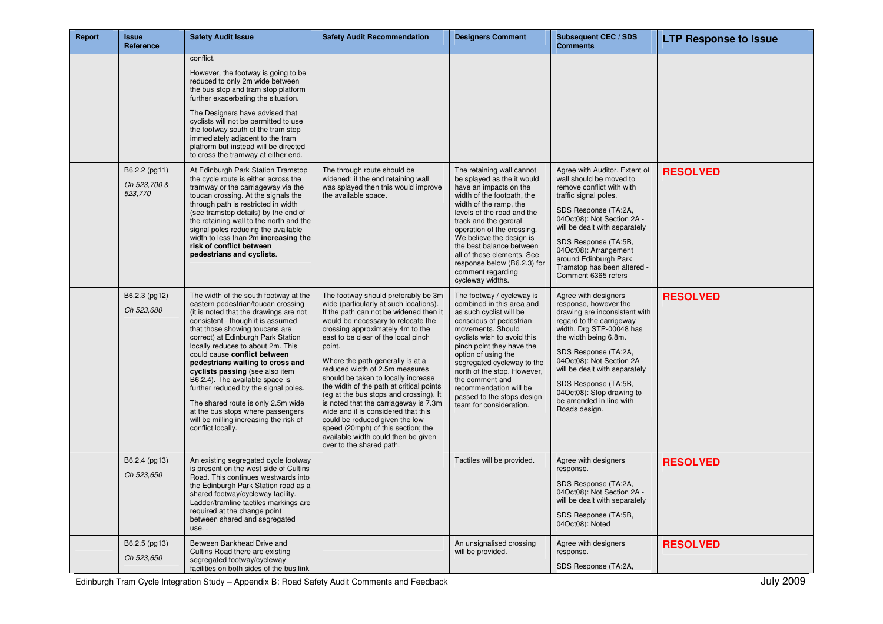| Report | Issue Reference | Safety Audit Issue | Safety Audit Recommendation | Designers Comment | Subsequent CEC / SDS Comments | LTP Response to Issue |
|---|---|---|---|---|---|---|
| | | conflict.<br><br>However, the footway is going to be reduced to only 2m wide between the bus stop and tram stop platform further exacerbating the situation.<br><br>The Designers have advised that cyclists will not be permitted to use the footway south of the tram stop immediately adjacent to the tram platform but instead will be directed to cross the tramway at either end. | | | | |
| | B6.2.2 (pg11)<br><br>*Ch 523,700 & 523,770* | At Edinburgh Park Station Tramstop the cycle route is either across the tramway or the carriageway via the toucan crossing. At the signals the through path is restricted in width (see tramstop details) by the end of the retaining wall to the north and the signal poles reducing the available width to less than 2m **increasing the risk of conflict between pedestrians and cyclists**. | The through route should be widened; if the end retaining wall was splayed then this would improve the available space. | The retaining wall cannot be splayed as the it would have an impacts on the width of the footpath, the width of the ramp, the levels of the road and the track and the gereral operation of the crossing. We believe the design is the best balance between all of these elements. See response below (B6.2.3) for comment regarding cycleway widths. | Agree with Auditor. Extent of wall should be moved to remove conflict with with traffic signal poles.<br><br>SDS Response (TA:2A, 04Oct08): Not Section 2A - will be dealt with separately<br><br>SDS Response (TA:5B, 04Oct08): Arrangement around Edinburgh Park Tramstop has been altered - Comment 6365 refers | **RESOLVED** |
| | B6.2.3 (pg12)<br><br>*Ch 523,680* | The width of the south footway at the eastern pedestrian/toucan crossing (it is noted that the drawings are not consistent - though it is assumed that those showing toucans are correct) at Edinburgh Park Station locally reduces to about 2m. This could cause **conflict between pedestrians waiting to cross and cyclists passing** (see also item B6.2.4). The available space is further reduced by the signal poles.<br><br>The shared route is only 2.5m wide at the bus stops where passengers will be milling increasing the risk of conflict locally. | The footway should preferably be 3m wide (particularly at such locations). If the path can not be widened then it would be necessary to relocate the crossing approximately 4m to the east to be clear of the local pinch point.<br><br>Where the path generally is at a reduced width of 2.5m measures should be taken to locally increase the width of the path at critical points (eg at the bus stops and crossing). It is noted that the carriageway is 7.3m wide and it is considered that this could be reduced given the low speed (20mph) of this section; the available width could then be given over to the shared path. | The footway / cycleway is combined in this area and as such cyclist will be conscious of pedestrian movements. Should cyclists wish to avoid this pinch point they have the option of using the segregated cycleway to the north of the stop. However, the comment and recommendation will be passed to the stops design team for consideration. | Agree with designers response, however the drawing are inconsistent with regard to the carrigeway width. Drg STP-00048 has the width being 6.8m.<br><br>SDS Response (TA:2A, 04Oct08): Not Section 2A - will be dealt with separately<br><br>SDS Response (TA:5B, 04Oct08): Stop drawing to be amended in line with Roads design. | **RESOLVED** |
| | B6.2.4 (pg13)<br><br>*Ch 523,650* | An existing segregated cycle footway is present on the west side of Cultins Road. This continues westwards into the Edinburgh Park Station road as a shared footway/cycleway facility. Ladder/tramline tactiles markings are required at the change point between shared and segregated use. . | | Tactiles will be provided. | Agree with designers response.<br><br>SDS Response (TA:2A, 04Oct08): Not Section 2A - will be dealt with separately<br><br>SDS Response (TA:5B, 04Oct08): Noted | **RESOLVED** |
| | B6.2.5 (pg13)<br><br>*Ch 523,650* | Between Bankhead Drive and Cultins Road there are existing segregated footway/cycleway facilities on both sides of the bus link | | An unsignalised crossing will be provided. | Agree with designers response.<br><br>SDS Response (TA:2A, | **RESOLVED** |

Edinburgh Tram Cycle Integration Study – Appendix B: Road Safety Audit Comments and Feedback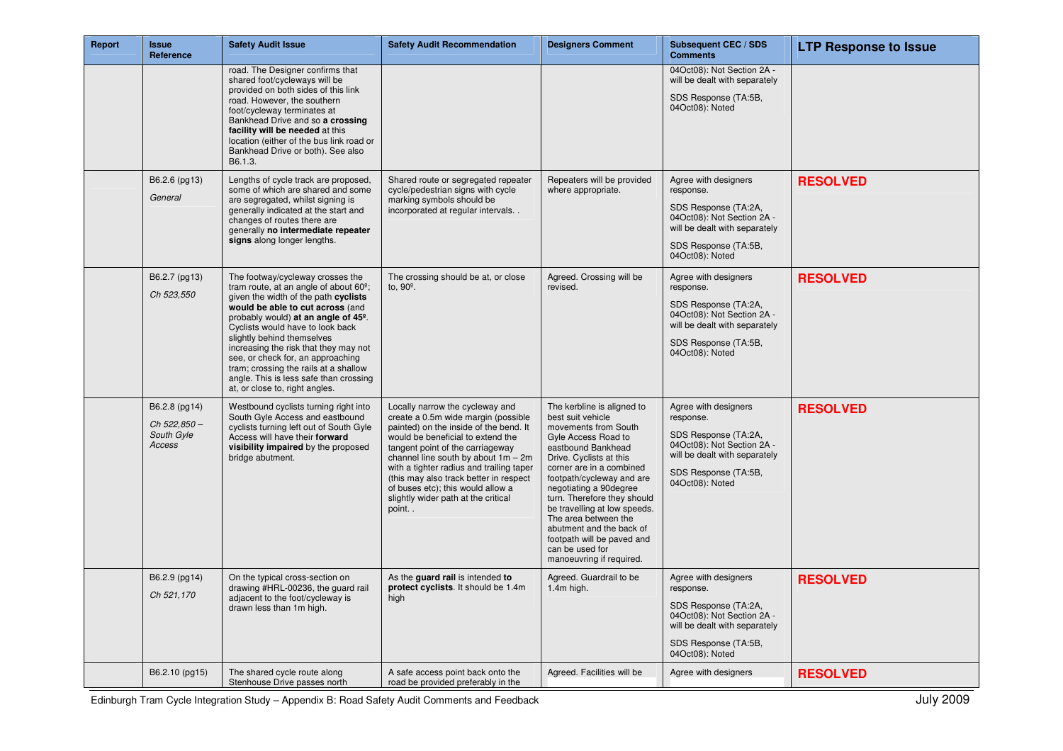| Report | Issue Reference | Safety Audit Issue | Safety Audit Recommendation | Designers Comment | Subsequent CEC / SDS Comments | LTP Response to Issue |
|---|---|---|---|---|---|---|
| | | road. The Designer confirms that shared foot/cycleways will be provided on both sides of this link road. However, the southern foot/cycleway terminates at Bankhead Drive and so **a crossing facility will be needed** at this location (either of the bus link road or Bankhead Drive or both). See also B6.1.3. | | | 04Oct08): Not Section 2A - will be dealt with separately<br><br>SDS Response (TA:5B, 04Oct08): Noted | |
| | B6.2.6 (pg13)<br><br>*General* | Lengths of cycle track are proposed, some of which are shared and some are segregated, whilst signing is generally indicated at the start and changes of routes there are generally **no intermediate repeater signs** along longer lengths. | Shared route or segregated repeater cycle/pedestrian signs with cycle marking symbols should be incorporated at regular intervals. . | Repeaters will be provided where appropriate. | Agree with designers response.<br><br>SDS Response (TA:2A, 04Oct08): Not Section 2A - will be dealt with separately<br><br>SDS Response (TA:5B, 04Oct08): Noted | **RESOLVED** |
| | B6.2.7 (pg13)<br><br>*Ch 523,550* | The footway/cycleway crosses the tram route, at an angle of about 60º; given the width of the path **cyclists would be able to cut across** (and probably would) **at an angle of 45º**. Cyclists would have to look back slightly behind themselves increasing the risk that they may not see, or check for, an approaching tram; crossing the rails at a shallow angle. This is less safe than crossing at, or close to, right angles. | The crossing should be at, or close to, 90º. | Agreed. Crossing will be revised. | Agree with designers response.<br><br>SDS Response (TA:2A, 04Oct08): Not Section 2A - will be dealt with separately<br><br>SDS Response (TA:5B, 04Oct08): Noted | **RESOLVED** |
| | B6.2.8 (pg14)<br><br>*Ch 522,850 – South Gyle Access* | Westbound cyclists turning right into South Gyle Access and eastbound cyclists turning left out of South Gyle Access will have their **forward visibility impaired** by the proposed bridge abutment. | Locally narrow the cycleway and create a 0.5m wide margin (possible painted) on the inside of the bend. It would be beneficial to extend the tangent point of the carriageway channel line south by about 1m – 2m with a tighter radius and trailing taper (this may also track better in respect of buses etc); this would allow a slightly wider path at the critical point. . | The kerbline is aligned to best suit vehicle movements from South Gyle Access Road to eastbound Bankhead Drive. Cyclists at this corner are in a combined footpath/cycleway and are negotiating a 90degree turn. Therefore they should be travelling at low speeds. The area between the abutment and the back of footpath will be paved and can be used for manoeuvring if required. | Agree with designers response.<br><br>SDS Response (TA:2A, 04Oct08): Not Section 2A - will be dealt with separately<br><br>SDS Response (TA:5B, 04Oct08): Noted | **RESOLVED** |
| | B6.2.9 (pg14)<br><br>*Ch 521,170* | On the typical cross-section on drawing #HRL-00236, the guard rail adjacent to the foot/cycleway is drawn less than 1m high. | As the **guard rail** is intended **to protect cyclists**. It should be 1.4m high | Agreed. Guardrail to be 1.4m high. | Agree with designers response.<br><br>SDS Response (TA:2A, 04Oct08): Not Section 2A - will be dealt with separately<br><br>SDS Response (TA:5B, 04Oct08): Noted | **RESOLVED** |
| | B6.2.10 (pg15) | The shared cycle route along Stenhouse Drive passes north | A safe access point back onto the road be provided preferably in the | Agreed. Facilities will be | Agree with designers | **RESOLVED** |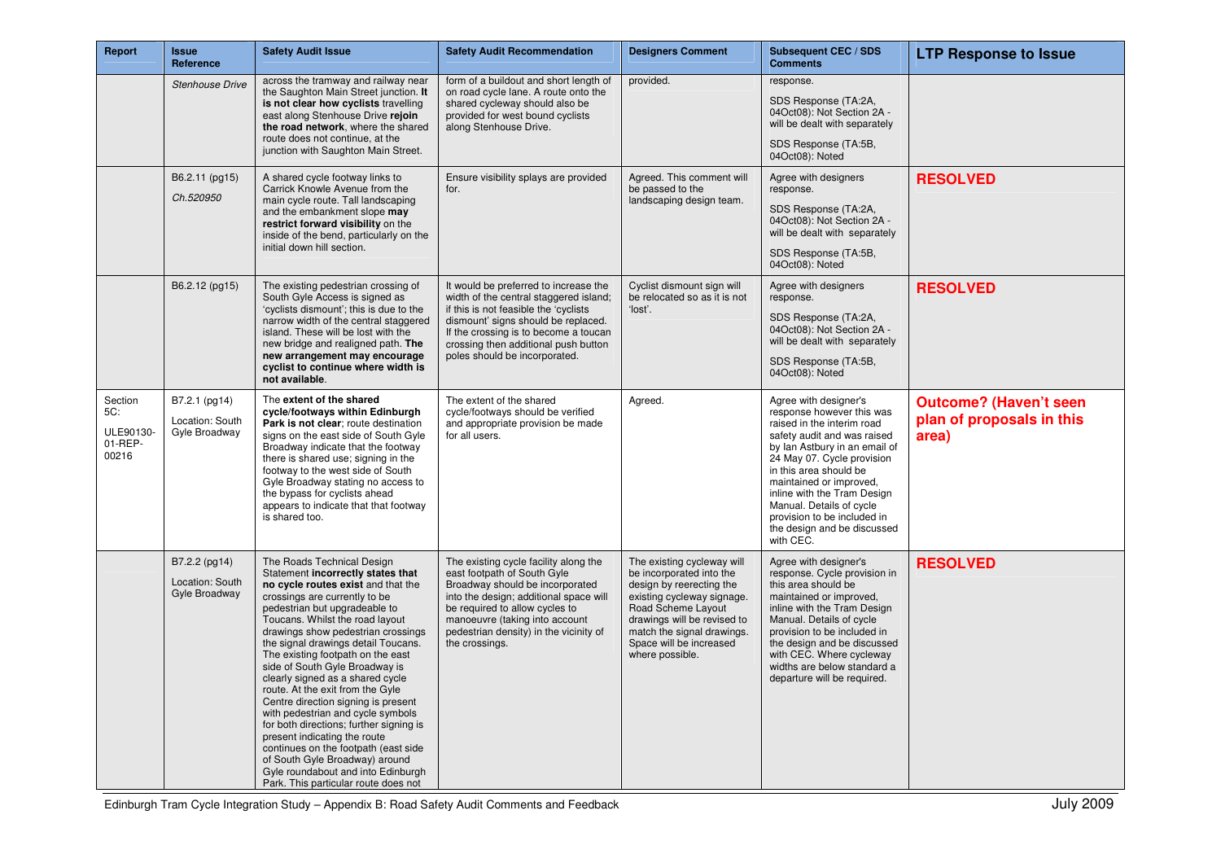| Report | Issue Reference | Safety Audit Issue | Safety Audit Recommendation | Designers Comment | Subsequent CEC / SDS Comments | LTP Response to Issue |
|---|---|---|---|---|---|---|
| | *Stenhouse Drive* | across the tramway and railway near the Saughton Main Street junction. **It is not clear how cyclists** travelling east along Stenhouse Drive **rejoin the road network**, where the shared route does not continue, at the junction with Saughton Main Street. | form of a buildout and short length of on road cycle lane. A route onto the shared cycleway should also be provided for west bound cyclists along Stenhouse Drive. | provided. | response.<br><br>SDS Response (TA:2A, 04Oct08): Not Section 2A - will be dealt with separately<br><br>SDS Response (TA:5B, 04Oct08): Noted | |
| | B6.2.11 (pg15)<br><br>*Ch.520950* | A shared cycle footway links to Carrick Knowle Avenue from the main cycle route. Tall landscaping and the embankment slope **may restrict forward visibility** on the inside of the bend, particularly on the initial down hill section. | Ensure visibility splays are provided for. | Agreed. This comment will be passed to the landscaping design team. | Agree with designers response.<br><br>SDS Response (TA:2A, 04Oct08): Not Section 2A - will be dealt with separately<br><br>SDS Response (TA:5B, 04Oct08): Noted | **RESOLVED** |
| | B6.2.12 (pg15) | The existing pedestrian crossing of South Gyle Access is signed as 'cyclists dismount'; this is due to the narrow width of the central staggered island. These will be lost with the new bridge and realigned path. **The new arrangement may encourage cyclist to continue where width is not available**. | It would be preferred to increase the width of the central staggered island; if this is not feasible the 'cyclists dismount' signs should be replaced. If the crossing is to become a toucan crossing then additional push button poles should be incorporated. | Cyclist dismount sign will be relocated so as it is not 'lost'. | Agree with designers response.<br><br>SDS Response (TA:2A, 04Oct08): Not Section 2A - will be dealt with separately<br><br>SDS Response (TA:5B, 04Oct08): Noted | **RESOLVED** |
| Section 5C:<br><br>ULE90130-01-REP-00216 | B7.2.1 (pg14)<br><br>Location: South Gyle Broadway | The **extent of the shared cycle/footways within Edinburgh Park is not clear**; route destination signs on the east side of South Gyle Broadway indicate that the footway there is shared use; signing in the footway to the west side of South Gyle Broadway stating no access to the bypass for cyclists ahead appears to indicate that that footway is shared too. | The extent of the shared cycle/footways should be verified and appropriate provision be made for all users. | Agreed. | Agree with designer's response however this was raised in the interim road safety audit and was raised by Ian Astbury in an email of 24 May 07. Cycle provision in this area should be maintained or improved, inline with the Tram Design Manual. Details of cycle provision to be included in the design and be discussed with CEC. | **Outcome? (Haven't seen plan of proposals in this area)** |
| | B7.2.2 (pg14)<br><br>Location: South Gyle Broadway | The Roads Technical Design Statement **incorrectly states that no cycle routes exist** and that the crossings are currently to be pedestrian but upgradeable to Toucans. Whilst the road layout drawings show pedestrian crossings the signal drawings detail Toucans. The existing footpath on the east side of South Gyle Broadway is clearly signed as a shared cycle route. At the exit from the Gyle Centre direction signing is present with pedestrian and cycle symbols for both directions; further signing is present indicating the route continues on the footpath (east side of South Gyle Broadway) around Gyle roundabout and into Edinburgh Park. This particular route does not | The existing cycle facility along the east footpath of South Gyle Broadway should be incorporated into the design; additional space will be required to allow cycles to manoeuvre (taking into account pedestrian density) in the vicinity of the crossings. | The existing cycleway will be incorporated into the design by reerecting the existing cycleway signage. Road Scheme Layout drawings will be revised to match the signal drawings. Space will be increased where possible. | Agree with designer's response. Cycle provision in this area should be maintained or improved, inline with the Tram Design Manual. Details of cycle provision to be included in the design and be discussed with CEC. Where cycleway widths are below standard a departure will be required. | **RESOLVED** |

Edinburgh Tram Cycle Integration Study – Appendix B: Road Safety Audit Comments and Feedback July 2009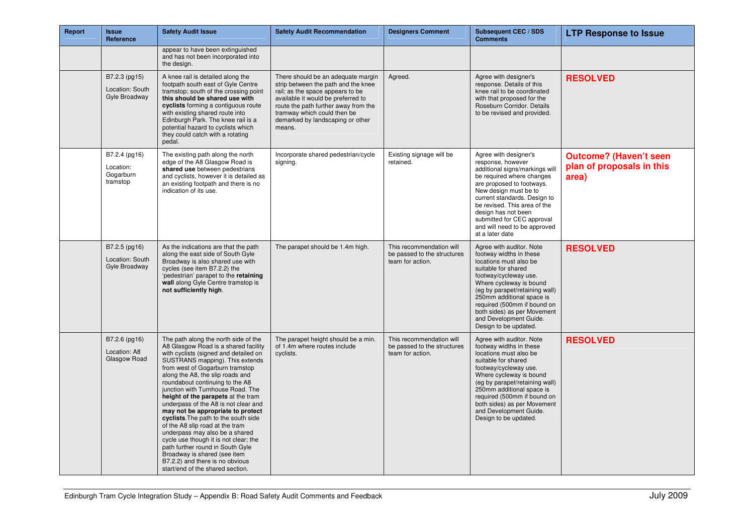| Report | Issue Reference | Safety Audit Issue | Safety Audit Recommendation | Designers Comment | Subsequent CEC / SDS Comments | LTP Response to Issue |
|---|---|---|---|---|---|---|
| | | appear to have been extinguished and has not been incorporated into the design. | | | | |
| | B7.2.3 (pg15) Location: South Gyle Broadway | A knee rail is detailed along the footpath south east of Gyle Centre tramstop; south of the crossing point **this should be shared use with cyclists** forming a contiguous route with existing shared route into Edinburgh Park. The knee rail is a potential hazard to cyclists which they could catch with a rotating pedal. | There should be an adequate margin strip between the path and the knee rail; as the space appears to be available it would be preferred to route the path further away from the tramway which could then be demarked by landscaping or other means. | Agreed. | Agree with designer's response. Details of this knee rail to be coordinated with that proposed for the Roseburn Corridor. Details to be revised and provided. | **RESOLVED** |
| | B7.2.4 (pg16) Location: Gogarburn tramstop | The existing path along the north edge of the A8 Glasgow Road is **shared use** between pedestrians and cyclists, however it is detailed as an existing footpath and there is no indication of its use. | Incorporate shared pedestrian/cycle signing. | Existing signage will be retained. | Agree with designer's response, however additional signs/markings will be required where changes are proposed to footways. New design must be to current standards. Design to be revised. This area of the design has not been submitted for CEC approval and will need to be approved at a later date | **Outcome? (Haven't seen plan of proposals in this area)** |
| | B7.2.5 (pg16) Location: South Gyle Broadway | As the indications are that the path along the east side of South Gyle Broadway is also shared use with cycles (see item B7.2.2) the 'pedestrian' parapet to the **retaining wall** along Gyle Centre tramstop is **not sufficiently high**. | The parapet should be 1.4m high. | This recommendation will be passed to the structures team for action. | Agree with auditor. Note footway widths in these locations must also be suitable for shared footway/cycleway use. Where cycleway is bound (eg by parapet/retaining wall) 250mm additional space is required (500mm if bound on both sides) as per Movement and Development Guide. Design to be updated. | **RESOLVED** |
| | B7.2.6 (pg16) Location: A8 Glasgow Road | The path along the north side of the A8 Glasgow Road is a shared facility with cyclists (signed and detailed on SUSTRANS mapping). This extends from west of Gogarburn tramstop along the A8, the slip roads and roundabout continuing to the A8 junction with Turnhouse Road. The **height of the parapets** at the tram underpass of the A8 is not clear and **may not be appropriate to protect cyclists**. The path to the south side of the A8 slip road at the tram underpass may also be a shared cycle use though it is not clear; the path further round in South Gyle Broadway is shared (see item B7.2.2) and there is no obvious start/end of the shared section. | The parapet height should be a min. of 1.4m where routes include cyclists. | This recommendation will be passed to the structures team for action. | Agree with auditor. Note footway widths in these locations must also be suitable for shared footway/cycleway use. Where cycleway is bound (eg by parapet/retaining wall) 250mm additional space is required (500mm if bound on both sides) as per Movement and Development Guide. Design to be updated. | **RESOLVED** |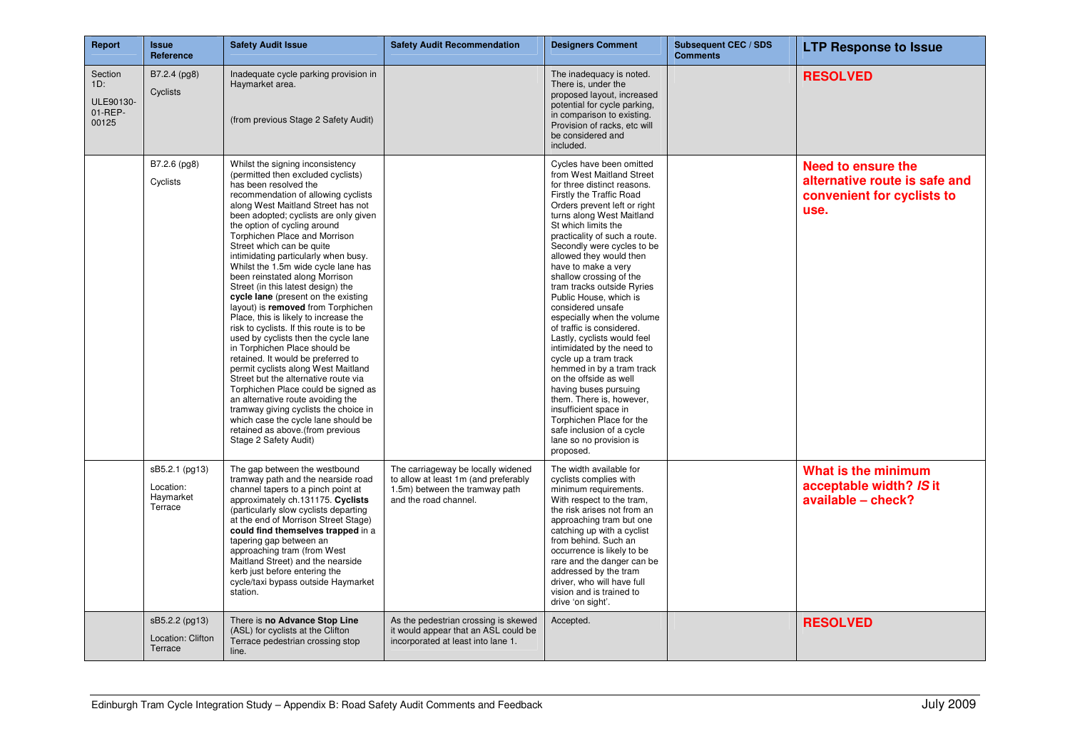| Report | Issue Reference | Safety Audit Issue | Safety Audit Recommendation | Designers Comment | Subsequent CEC / SDS Comments | LTP Response to Issue |
|---|---|---|---|---|---|---|
| Section 1D: ULE90130-01-REP-00125 | B7.2.4 (pg8) Cyclists | Inadequate cycle parking provision in Haymarket area. (from previous Stage 2 Safety Audit) | | The inadequacy is noted. There is, under the proposed layout, increased potential for cycle parking, in comparison to existing. Provision of racks, etc will be considered and included. | | **RESOLVED** |
| | B7.2.6 (pg8) Cyclists | Whilst the signing inconsistency (permitted then excluded cyclists) has been resolved the recommendation of allowing cyclists along West Maitland Street has not been adopted; cyclists are only given the option of cycling around Torphichen Place and Morrison Street which can be quite intimidating particularly when busy. Whilst the 1.5m wide cycle lane has been reinstated along Morrison Street (in this latest design) the **cycle lane** (present on the existing layout) is **removed** from Torphichen Place, this is likely to increase the risk to cyclists. If this route is to be used by cyclists then the cycle lane in Torphichen Place should be retained. It would be preferred to permit cyclists along West Maitland Street but the alternative route via Torphichen Place could be signed as an alternative route avoiding the tramway giving cyclists the choice in which case the cycle lane should be retained as above.(from previous Stage 2 Safety Audit) | | Cycles have been omitted from West Maitland Street for three distinct reasons. Firstly the Traffic Road Orders prevent left or right turns along West Maitland St which limits the practicality of such a route. Secondly were cycles to be allowed they would then have to make a very shallow crossing of the tram tracks outside Ryries Public House, which is considered unsafe especially when the volume of traffic is considered. Lastly, cyclists would feel intimidated by the need to cycle up a tram track hemmed in by a tram track on the offside as well having buses pursuing them. There is, however, insufficient space in Torphichen Place for the safe inclusion of a cycle lane so no provision is proposed. | | **Need to ensure the alternative route is safe and convenient for cyclists to use.** |
| | sB5.2.1 (pg13) Location: Haymarket Terrace | The gap between the westbound tramway path and the nearside road channel tapers to a pinch point at approximately ch.131175. **Cyclists** (particularly slow cyclists departing at the end of Morrison Street Stage) **could find themselves trapped** in a tapering gap between an approaching tram (from West Maitland Street) and the nearside kerb just before entering the cycle/taxi bypass outside Haymarket station. | The carriageway be locally widened to allow at least 1m (and preferably 1.5m) between the tramway path and the road channel. | The width available for cyclists complies with minimum requirements. With respect to the tram, the risk arises not from an approaching tram but one catching up with a cyclist from behind. Such an occurrence is likely to be rare and the danger can be addressed by the tram driver, who will have full vision and is trained to drive 'on sight'. | | **What is the minimum acceptable width? *IS* it available – check?** |
| | sB5.2.2 (pg13) Location: Clifton Terrace | There is **no Advance Stop Line** (ASL) for cyclists at the Clifton Terrace pedestrian crossing stop line. | As the pedestrian crossing is skewed it would appear that an ASL could be incorporated at least into lane 1. | Accepted. | | **RESOLVED** |